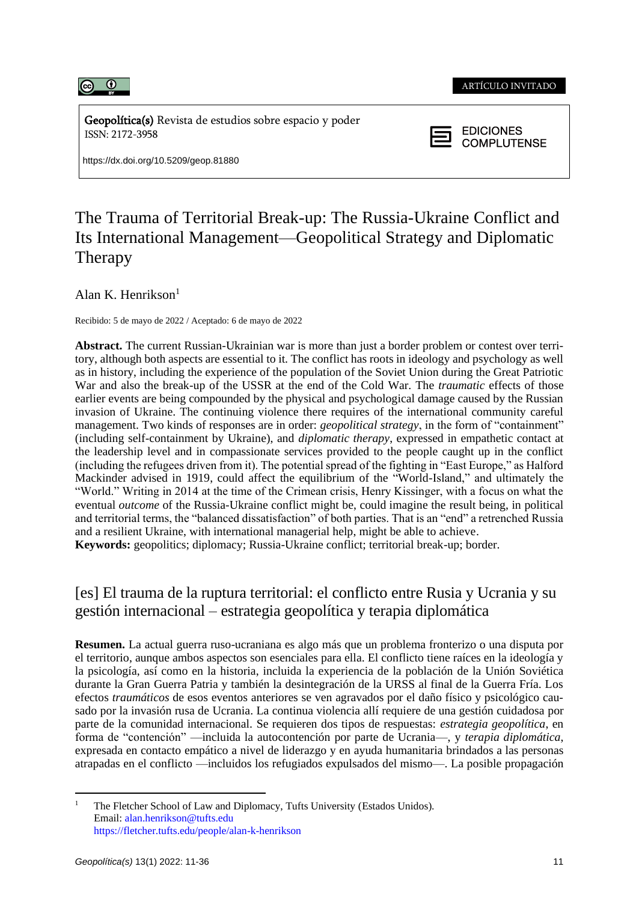ARTÍCULO INVITADO

**Geopolítica(s)** Revista de estudios sobre espacio y poder
ISSN: 2172-3958

EDICIONES COMPLUTENSE

https://dx.doi.org/10.5209/geop.81880

# The Trauma of Territorial Break-up: The Russia-Ukraine Conflict and Its International Management—Geopolitical Strategy and Diplomatic Therapy

Alan K. Henrikson[1]

Recibido: 5 de mayo de 2022 / Aceptado: 6 de mayo de 2022

**Abstract.** The current Russian-Ukrainian war is more than just a border problem or contest over territory, although both aspects are essential to it. The conflict has roots in ideology and psychology as well as in history, including the experience of the population of the Soviet Union during the Great Patriotic War and also the break-up of the USSR at the end of the Cold War. The *traumatic* effects of those earlier events are being compounded by the physical and psychological damage caused by the Russian invasion of Ukraine. The continuing violence there requires of the international community careful management. Two kinds of responses are in order: *geopolitical strategy*, in the form of "containment" (including self-containment by Ukraine), and *diplomatic therapy*, expressed in empathetic contact at the leadership level and in compassionate services provided to the people caught up in the conflict (including the refugees driven from it). The potential spread of the fighting in "East Europe," as Halford Mackinder advised in 1919, could affect the equilibrium of the "World-Island," and ultimately the "World." Writing in 2014 at the time of the Crimean crisis, Henry Kissinger, with a focus on what the eventual *outcome* of the Russia-Ukraine conflict might be, could imagine the result being, in political and territorial terms, the "balanced dissatisfaction" of both parties. That is an "end" a retrenched Russia and a resilient Ukraine, with international managerial help, might be able to achieve.
**Keywords:** geopolitics; diplomacy; Russia-Ukraine conflict; territorial break-up; border.

## [es] El trauma de la ruptura territorial: el conflicto entre Rusia y Ucrania y su gestión internacional – estrategia geopolítica y terapia diplomática

**Resumen.** La actual guerra ruso-ucraniana es algo más que un problema fronterizo o una disputa por el territorio, aunque ambos aspectos son esenciales para ella. El conflicto tiene raíces en la ideología y la psicología, así como en la historia, incluida la experiencia de la población de la Unión Soviética durante la Gran Guerra Patria y también la desintegración de la URSS al final de la Guerra Fría. Los efectos *traumáticos* de esos eventos anteriores se ven agravados por el daño físico y psicológico causado por la invasión rusa de Ucrania. La continua violencia allí requiere de una gestión cuidadosa por parte de la comunidad internacional. Se requieren dos tipos de respuestas: *estrategia geopolítica*, en forma de "contención" —incluida la autocontención por parte de Ucrania—, y *terapia diplomática*, expresada en contacto empático a nivel de liderazgo y en ayuda humanitaria brindados a las personas atrapadas en el conflicto —incluidos los refugiados expulsados del mismo—. La posible propagación

---

[1] The Fletcher School of Law and Diplomacy, Tufts University (Estados Unidos).
Email: alan.henrikson@tufts.edu
https://fletcher.tufts.edu/people/alan-k-henrikson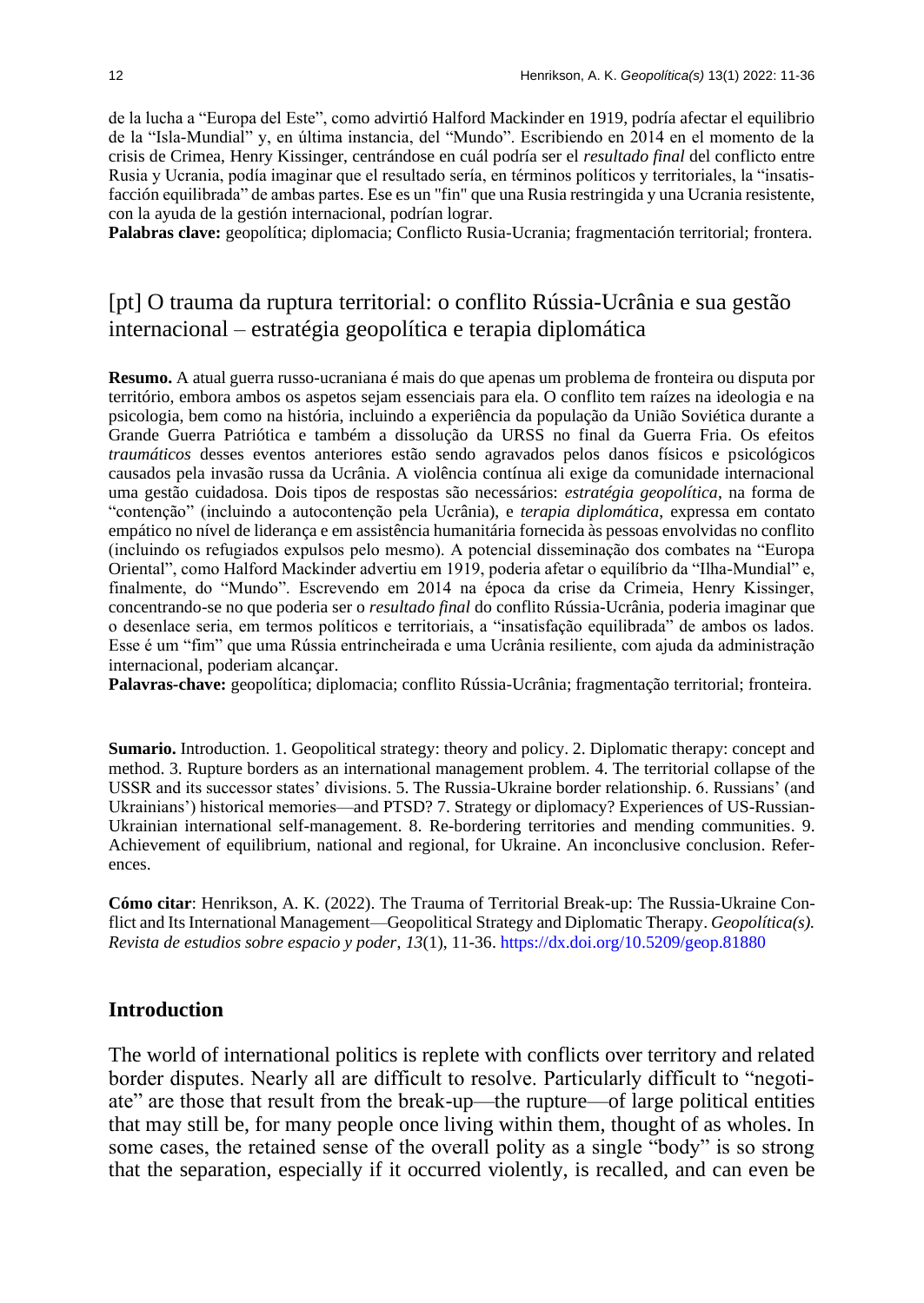de la lucha a “Europa del Este”, como advirtió Halford Mackinder en 1919, podría afectar el equilibrio de la “Isla-Mundial” y, en última instancia, del “Mundo”. Escribiendo en 2014 en el momento de la crisis de Crimea, Henry Kissinger, centrándose en cuál podría ser el *resultado final* del conflicto entre Rusia y Ucrania, podía imaginar que el resultado sería, en términos políticos y territoriales, la “insatisfacción equilibrada” de ambas partes. Ese es un "fin" que una Rusia restringida y una Ucrania resistente, con la ayuda de la gestión internacional, podrían lograr.

**Palabras clave:** geopolítica; diplomacia; Conflicto Rusia-Ucrania; fragmentación territorial; frontera.

## [pt] O trauma da ruptura territorial: o conflito Rússia-Ucrânia e sua gestão internacional – estratégia geopolítica e terapia diplomática

**Resumo.** A atual guerra russo-ucraniana é mais do que apenas um problema de fronteira ou disputa por território, embora ambos os aspetos sejam essenciais para ela. O conflito tem raízes na ideologia e na psicologia, bem como na história, incluindo a experiência da população da União Soviética durante a Grande Guerra Patriótica e também a dissolução da URSS no final da Guerra Fria. Os efeitos *traumáticos* desses eventos anteriores estão sendo agravados pelos danos físicos e psicológicos causados pela invasão russa da Ucrânia. A violência contínua ali exige da comunidade internacional uma gestão cuidadosa. Dois tipos de respostas são necessários: *estratégia geopolítica*, na forma de “contenção” (incluindo a autocontenção pela Ucrânia), e *terapia diplomática*, expressa em contato empático no nível de liderança e em assistência humanitária fornecida às pessoas envolvidas no conflito (incluindo os refugiados expulsos pelo mesmo). A potencial disseminação dos combates na “Europa Oriental”, como Halford Mackinder advertiu em 1919, poderia afetar o equilíbrio da “Ilha-Mundial” e, finalmente, do “Mundo”. Escrevendo em 2014 na época da crise da Crimeia, Henry Kissinger, concentrando-se no que poderia ser o *resultado final* do conflito Rússia-Ucrânia, poderia imaginar que o desenlace seria, em termos políticos e territoriais, a “insatisfação equilibrada” de ambos os lados. Esse é um “fim” que uma Rússia entrincheirada e uma Ucrânia resiliente, com ajuda da administração internacional, poderiam alcançar.

**Palavras-chave:** geopolítica; diplomacia; conflito Rússia-Ucrânia; fragmentação territorial; fronteira.

**Sumario.** Introduction. 1. Geopolitical strategy: theory and policy. 2. Diplomatic therapy: concept and method. 3. Rupture borders as an international management problem. 4. The territorial collapse of the USSR and its successor states’ divisions. 5. The Russia-Ukraine border relationship. 6. Russians’ (and Ukrainians’) historical memories—and PTSD? 7. Strategy or diplomacy? Experiences of US-Russian-Ukrainian international self-management. 8. Re-bordering territories and mending communities. 9. Achievement of equilibrium, national and regional, for Ukraine. An inconclusive conclusion. References.

**Cómo citar**: Henrikson, A. K. (2022). The Trauma of Territorial Break-up: The Russia-Ukraine Conflict and Its International Management—Geopolitical Strategy and Diplomatic Therapy. *Geopolítica(s). Revista de estudios sobre espacio y poder*, *13*(1), 11-36. https://dx.doi.org/10.5209/geop.81880

## Introduction

The world of international politics is replete with conflicts over territory and related border disputes. Nearly all are difficult to resolve. Particularly difficult to “negotiate” are those that result from the break-up—the rupture—of large political entities that may still be, for many people once living within them, thought of as wholes. In some cases, the retained sense of the overall polity as a single “body” is so strong that the separation, especially if it occurred violently, is recalled, and can even be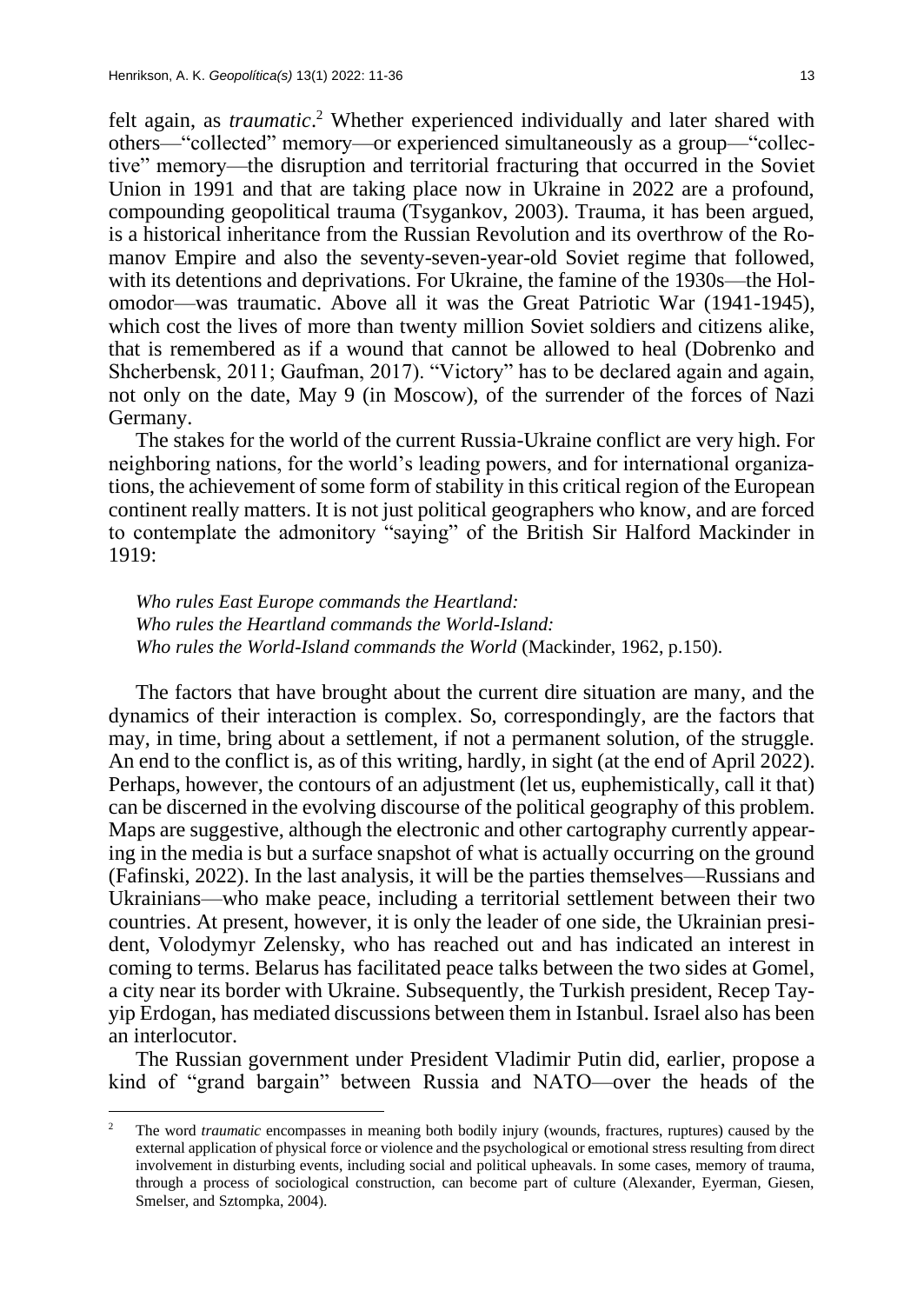felt again, as *traumatic*.[2] Whether experienced individually and later shared with others—"collected" memory—or experienced simultaneously as a group—"collective" memory—the disruption and territorial fracturing that occurred in the Soviet Union in 1991 and that are taking place now in Ukraine in 2022 are a profound, compounding geopolitical trauma (Tsygankov, 2003). Trauma, it has been argued, is a historical inheritance from the Russian Revolution and its overthrow of the Romanov Empire and also the seventy-seven-year-old Soviet regime that followed, with its detentions and deprivations. For Ukraine, the famine of the 1930s—the Holomodor—was traumatic. Above all it was the Great Patriotic War (1941-1945), which cost the lives of more than twenty million Soviet soldiers and citizens alike, that is remembered as if a wound that cannot be allowed to heal (Dobrenko and Shcherbensk, 2011; Gaufman, 2017). "Victory" has to be declared again and again, not only on the date, May 9 (in Moscow), of the surrender of the forces of Nazi Germany.

The stakes for the world of the current Russia-Ukraine conflict are very high. For neighboring nations, for the world's leading powers, and for international organizations, the achievement of some form of stability in this critical region of the European continent really matters. It is not just political geographers who know, and are forced to contemplate the admonitory "saying" of the British Sir Halford Mackinder in 1919:

> *Who rules East Europe commands the Heartland:*
> *Who rules the Heartland commands the World-Island:*
> *Who rules the World-Island commands the World* (Mackinder, 1962, p.150).

The factors that have brought about the current dire situation are many, and the dynamics of their interaction is complex. So, correspondingly, are the factors that may, in time, bring about a settlement, if not a permanent solution, of the struggle. An end to the conflict is, as of this writing, hardly, in sight (at the end of April 2022). Perhaps, however, the contours of an adjustment (let us, euphemistically, call it that) can be discerned in the evolving discourse of the political geography of this problem. Maps are suggestive, although the electronic and other cartography currently appearing in the media is but a surface snapshot of what is actually occurring on the ground (Fafinski, 2022). In the last analysis, it will be the parties themselves—Russians and Ukrainians—who make peace, including a territorial settlement between their two countries. At present, however, it is only the leader of one side, the Ukrainian president, Volodymyr Zelensky, who has reached out and has indicated an interest in coming to terms. Belarus has facilitated peace talks between the two sides at Gomel, a city near its border with Ukraine. Subsequently, the Turkish president, Recep Tayyip Erdogan, has mediated discussions between them in Istanbul. Israel also has been an interlocutor.

The Russian government under President Vladimir Putin did, earlier, propose a kind of "grand bargain" between Russia and NATO—over the heads of the

---

[2] The word *traumatic* encompasses in meaning both bodily injury (wounds, fractures, ruptures) caused by the external application of physical force or violence and the psychological or emotional stress resulting from direct involvement in disturbing events, including social and political upheavals. In some cases, memory of trauma, through a process of sociological construction, can become part of culture (Alexander, Eyerman, Giesen, Smelser, and Sztompka, 2004).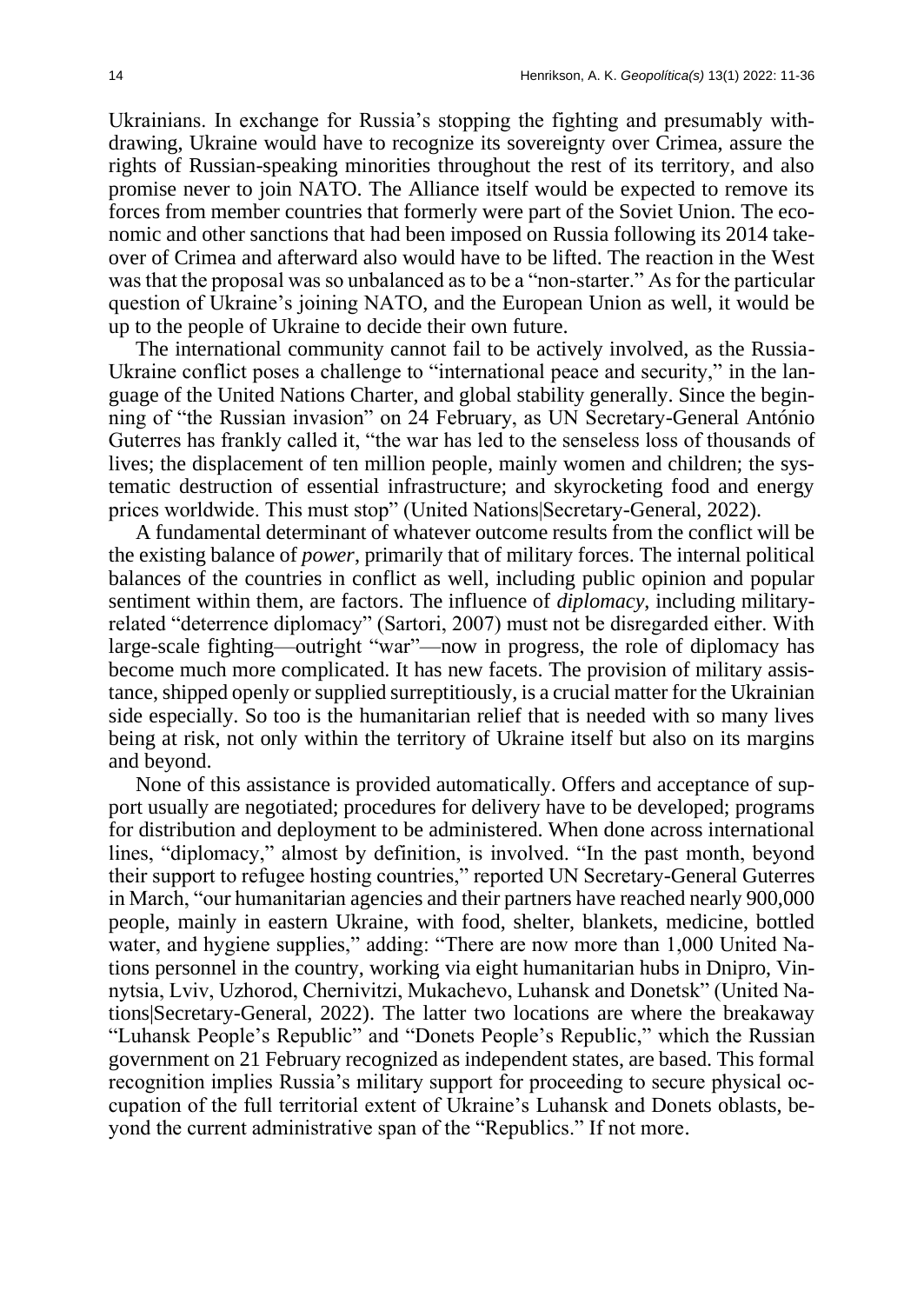Ukrainians. In exchange for Russia's stopping the fighting and presumably withdrawing, Ukraine would have to recognize its sovereignty over Crimea, assure the rights of Russian-speaking minorities throughout the rest of its territory, and also promise never to join NATO. The Alliance itself would be expected to remove its forces from member countries that formerly were part of the Soviet Union. The economic and other sanctions that had been imposed on Russia following its 2014 takeover of Crimea and afterward also would have to be lifted. The reaction in the West was that the proposal was so unbalanced as to be a "non-starter." As for the particular question of Ukraine's joining NATO, and the European Union as well, it would be up to the people of Ukraine to decide their own future.

The international community cannot fail to be actively involved, as the Russia-Ukraine conflict poses a challenge to "international peace and security," in the language of the United Nations Charter, and global stability generally. Since the beginning of "the Russian invasion" on 24 February, as UN Secretary-General António Guterres has frankly called it, "the war has led to the senseless loss of thousands of lives; the displacement of ten million people, mainly women and children; the systematic destruction of essential infrastructure; and skyrocketing food and energy prices worldwide. This must stop" (United Nations|Secretary-General, 2022).

A fundamental determinant of whatever outcome results from the conflict will be the existing balance of *power*, primarily that of military forces. The internal political balances of the countries in conflict as well, including public opinion and popular sentiment within them, are factors. The influence of *diplomacy*, including military-related "deterrence diplomacy" (Sartori, 2007) must not be disregarded either. With large-scale fighting—outright "war"—now in progress, the role of diplomacy has become much more complicated. It has new facets. The provision of military assistance, shipped openly or supplied surreptitiously, is a crucial matter for the Ukrainian side especially. So too is the humanitarian relief that is needed with so many lives being at risk, not only within the territory of Ukraine itself but also on its margins and beyond.

None of this assistance is provided automatically. Offers and acceptance of support usually are negotiated; procedures for delivery have to be developed; programs for distribution and deployment to be administered. When done across international lines, "diplomacy," almost by definition, is involved. "In the past month, beyond their support to refugee hosting countries," reported UN Secretary-General Guterres in March, "our humanitarian agencies and their partners have reached nearly 900,000 people, mainly in eastern Ukraine, with food, shelter, blankets, medicine, bottled water, and hygiene supplies," adding: "There are now more than 1,000 United Nations personnel in the country, working via eight humanitarian hubs in Dnipro, Vinnytsia, Lviv, Uzhorod, Chernivitzi, Mukachevo, Luhansk and Donetsk" (United Nations|Secretary-General, 2022). The latter two locations are where the breakaway "Luhansk People's Republic" and "Donets People's Republic," which the Russian government on 21 February recognized as independent states, are based. This formal recognition implies Russia's military support for proceeding to secure physical occupation of the full territorial extent of Ukraine's Luhansk and Donets oblasts, beyond the current administrative span of the "Republics." If not more.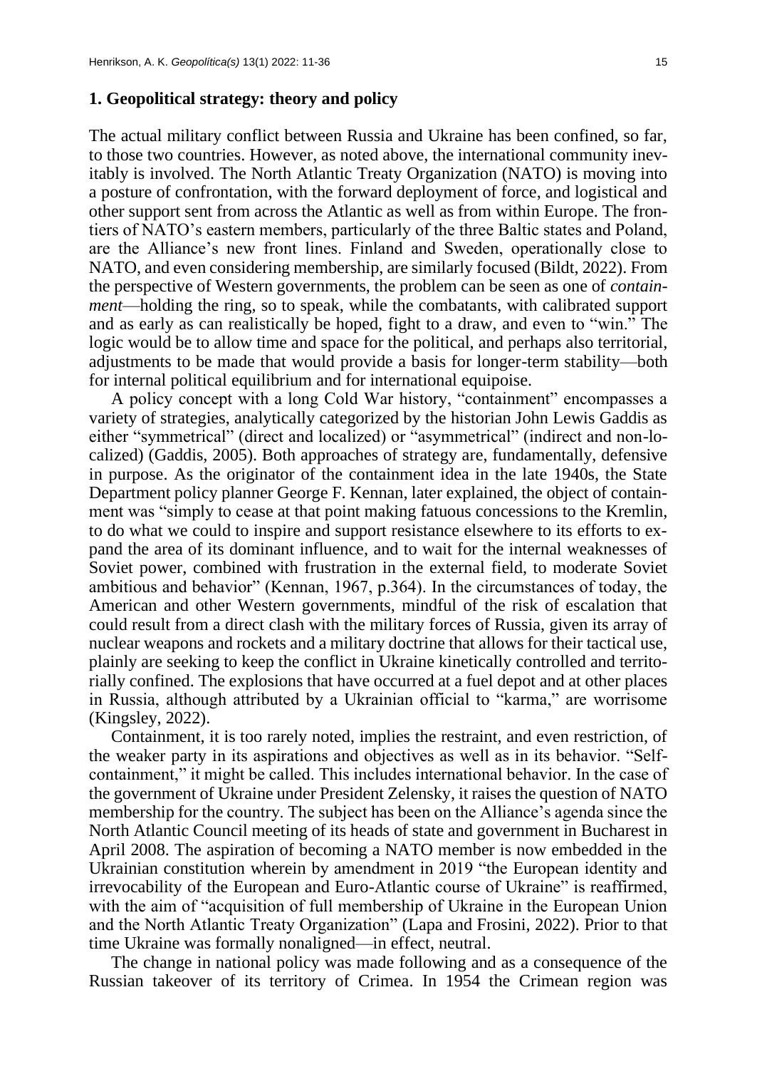## 1. Geopolitical strategy: theory and policy

The actual military conflict between Russia and Ukraine has been confined, so far, to those two countries. However, as noted above, the international community inevitably is involved. The North Atlantic Treaty Organization (NATO) is moving into a posture of confrontation, with the forward deployment of force, and logistical and other support sent from across the Atlantic as well as from within Europe. The frontiers of NATO's eastern members, particularly of the three Baltic states and Poland, are the Alliance's new front lines. Finland and Sweden, operationally close to NATO, and even considering membership, are similarly focused (Bildt, 2022). From the perspective of Western governments, the problem can be seen as one of *containment*—holding the ring, so to speak, while the combatants, with calibrated support and as early as can realistically be hoped, fight to a draw, and even to "win." The logic would be to allow time and space for the political, and perhaps also territorial, adjustments to be made that would provide a basis for longer-term stability—both for internal political equilibrium and for international equipoise.

A policy concept with a long Cold War history, "containment" encompasses a variety of strategies, analytically categorized by the historian John Lewis Gaddis as either "symmetrical" (direct and localized) or "asymmetrical" (indirect and non-localized) (Gaddis, 2005). Both approaches of strategy are, fundamentally, defensive in purpose. As the originator of the containment idea in the late 1940s, the State Department policy planner George F. Kennan, later explained, the object of containment was "simply to cease at that point making fatuous concessions to the Kremlin, to do what we could to inspire and support resistance elsewhere to its efforts to expand the area of its dominant influence, and to wait for the internal weaknesses of Soviet power, combined with frustration in the external field, to moderate Soviet ambitious and behavior" (Kennan, 1967, p.364). In the circumstances of today, the American and other Western governments, mindful of the risk of escalation that could result from a direct clash with the military forces of Russia, given its array of nuclear weapons and rockets and a military doctrine that allows for their tactical use, plainly are seeking to keep the conflict in Ukraine kinetically controlled and territorially confined. The explosions that have occurred at a fuel depot and at other places in Russia, although attributed by a Ukrainian official to "karma," are worrisome (Kingsley, 2022).

Containment, it is too rarely noted, implies the restraint, and even restriction, of the weaker party in its aspirations and objectives as well as in its behavior. "Self-containment," it might be called. This includes international behavior. In the case of the government of Ukraine under President Zelensky, it raises the question of NATO membership for the country. The subject has been on the Alliance's agenda since the North Atlantic Council meeting of its heads of state and government in Bucharest in April 2008. The aspiration of becoming a NATO member is now embedded in the Ukrainian constitution wherein by amendment in 2019 "the European identity and irrevocability of the European and Euro-Atlantic course of Ukraine" is reaffirmed, with the aim of "acquisition of full membership of Ukraine in the European Union and the North Atlantic Treaty Organization" (Lapa and Frosini, 2022). Prior to that time Ukraine was formally nonaligned—in effect, neutral.

The change in national policy was made following and as a consequence of the Russian takeover of its territory of Crimea. In 1954 the Crimean region was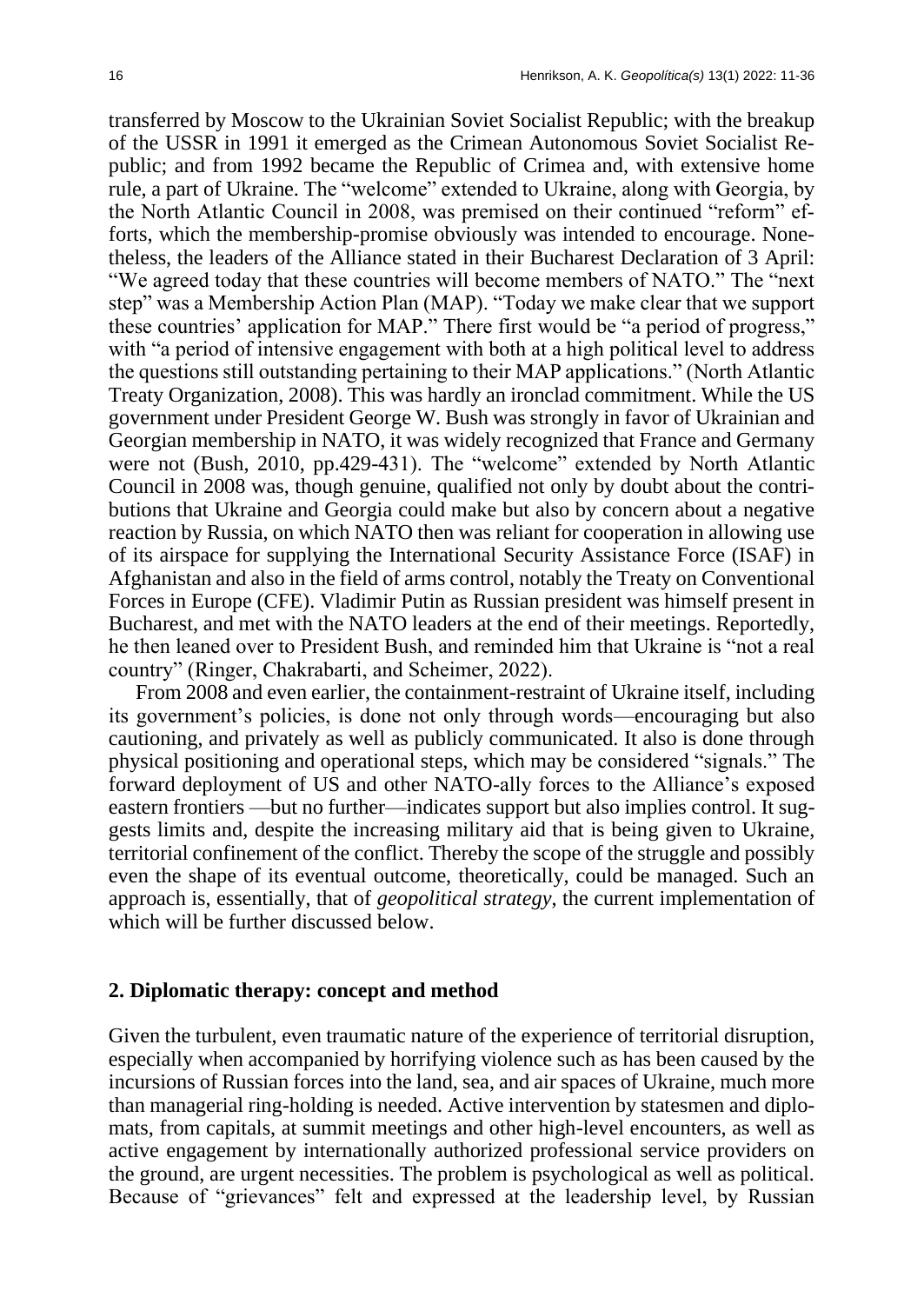transferred by Moscow to the Ukrainian Soviet Socialist Republic; with the breakup of the USSR in 1991 it emerged as the Crimean Autonomous Soviet Socialist Republic; and from 1992 became the Republic of Crimea and, with extensive home rule, a part of Ukraine. The "welcome" extended to Ukraine, along with Georgia, by the North Atlantic Council in 2008, was premised on their continued "reform" efforts, which the membership-promise obviously was intended to encourage. Nonetheless, the leaders of the Alliance stated in their Bucharest Declaration of 3 April: "We agreed today that these countries will become members of NATO." The "next step" was a Membership Action Plan (MAP). "Today we make clear that we support these countries' application for MAP." There first would be "a period of progress," with "a period of intensive engagement with both at a high political level to address the questions still outstanding pertaining to their MAP applications." (North Atlantic Treaty Organization, 2008). This was hardly an ironclad commitment. While the US government under President George W. Bush was strongly in favor of Ukrainian and Georgian membership in NATO, it was widely recognized that France and Germany were not (Bush, 2010, pp.429-431). The "welcome" extended by North Atlantic Council in 2008 was, though genuine, qualified not only by doubt about the contributions that Ukraine and Georgia could make but also by concern about a negative reaction by Russia, on which NATO then was reliant for cooperation in allowing use of its airspace for supplying the International Security Assistance Force (ISAF) in Afghanistan and also in the field of arms control, notably the Treaty on Conventional Forces in Europe (CFE). Vladimir Putin as Russian president was himself present in Bucharest, and met with the NATO leaders at the end of their meetings. Reportedly, he then leaned over to President Bush, and reminded him that Ukraine is "not a real country" (Ringer, Chakrabarti, and Scheimer, 2022).

From 2008 and even earlier, the containment-restraint of Ukraine itself, including its government's policies, is done not only through words—encouraging but also cautioning, and privately as well as publicly communicated. It also is done through physical positioning and operational steps, which may be considered "signals." The forward deployment of US and other NATO-ally forces to the Alliance's exposed eastern frontiers —but no further—indicates support but also implies control. It suggests limits and, despite the increasing military aid that is being given to Ukraine, territorial confinement of the conflict. Thereby the scope of the struggle and possibly even the shape of its eventual outcome, theoretically, could be managed. Such an approach is, essentially, that of *geopolitical strategy*, the current implementation of which will be further discussed below.

## 2. Diplomatic therapy: concept and method

Given the turbulent, even traumatic nature of the experience of territorial disruption, especially when accompanied by horrifying violence such as has been caused by the incursions of Russian forces into the land, sea, and air spaces of Ukraine, much more than managerial ring-holding is needed. Active intervention by statesmen and diplomats, from capitals, at summit meetings and other high-level encounters, as well as active engagement by internationally authorized professional service providers on the ground, are urgent necessities. The problem is psychological as well as political. Because of "grievances" felt and expressed at the leadership level, by Russian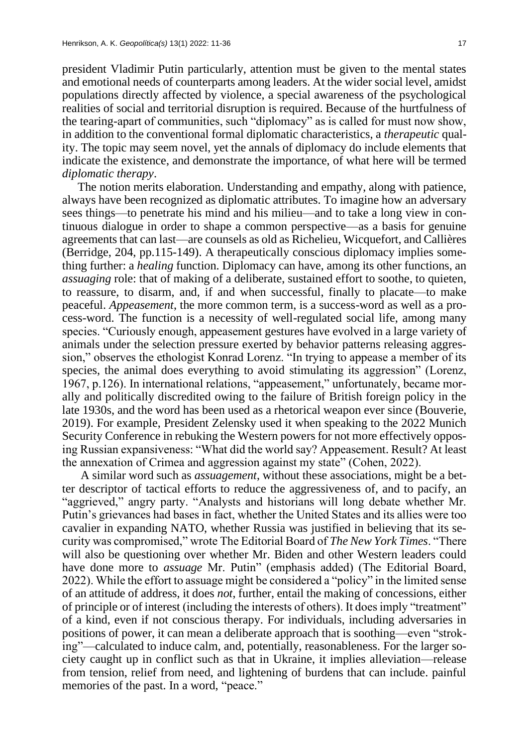president Vladimir Putin particularly, attention must be given to the mental states and emotional needs of counterparts among leaders. At the wider social level, amidst populations directly affected by violence, a special awareness of the psychological realities of social and territorial disruption is required. Because of the hurtfulness of the tearing-apart of communities, such "diplomacy" as is called for must now show, in addition to the conventional formal diplomatic characteristics, a *therapeutic* quality. The topic may seem novel, yet the annals of diplomacy do include elements that indicate the existence, and demonstrate the importance, of what here will be termed *diplomatic therapy*.

The notion merits elaboration. Understanding and empathy, along with patience, always have been recognized as diplomatic attributes. To imagine how an adversary sees things—to penetrate his mind and his milieu—and to take a long view in continuous dialogue in order to shape a common perspective—as a basis for genuine agreements that can last—are counsels as old as Richelieu, Wicquefort, and Callières (Berridge, 204, pp.115-149). A therapeutically conscious diplomacy implies something further: a *healing* function. Diplomacy can have, among its other functions, an *assuaging* role: that of making of a deliberate, sustained effort to soothe, to quieten, to reassure, to disarm, and, if and when successful, finally to placate—to make peaceful. *Appeasement*, the more common term, is a success-word as well as a process-word. The function is a necessity of well-regulated social life, among many species. "Curiously enough, appeasement gestures have evolved in a large variety of animals under the selection pressure exerted by behavior patterns releasing aggression," observes the ethologist Konrad Lorenz. "In trying to appease a member of its species, the animal does everything to avoid stimulating its aggression" (Lorenz, 1967, p.126). In international relations, "appeasement," unfortunately, became morally and politically discredited owing to the failure of British foreign policy in the late 1930s, and the word has been used as a rhetorical weapon ever since (Bouverie, 2019). For example, President Zelensky used it when speaking to the 2022 Munich Security Conference in rebuking the Western powers for not more effectively opposing Russian expansiveness: "What did the world say? Appeasement. Result? At least the annexation of Crimea and aggression against my state" (Cohen, 2022).

A similar word such as *assuagement*, without these associations, might be a better descriptor of tactical efforts to reduce the aggressiveness of, and to pacify, an "aggrieved," angry party. "Analysts and historians will long debate whether Mr. Putin's grievances had bases in fact, whether the United States and its allies were too cavalier in expanding NATO, whether Russia was justified in believing that its security was compromised," wrote The Editorial Board of *The New York Times*. "There will also be questioning over whether Mr. Biden and other Western leaders could have done more to *assuage* Mr. Putin" (emphasis added) (The Editorial Board, 2022). While the effort to assuage might be considered a "policy" in the limited sense of an attitude of address, it does *not*, further, entail the making of concessions, either of principle or of interest (including the interests of others). It does imply "treatment" of a kind, even if not conscious therapy. For individuals, including adversaries in positions of power, it can mean a deliberate approach that is soothing—even "stroking"—calculated to induce calm, and, potentially, reasonableness. For the larger society caught up in conflict such as that in Ukraine, it implies alleviation—release from tension, relief from need, and lightening of burdens that can include. painful memories of the past. In a word, "peace."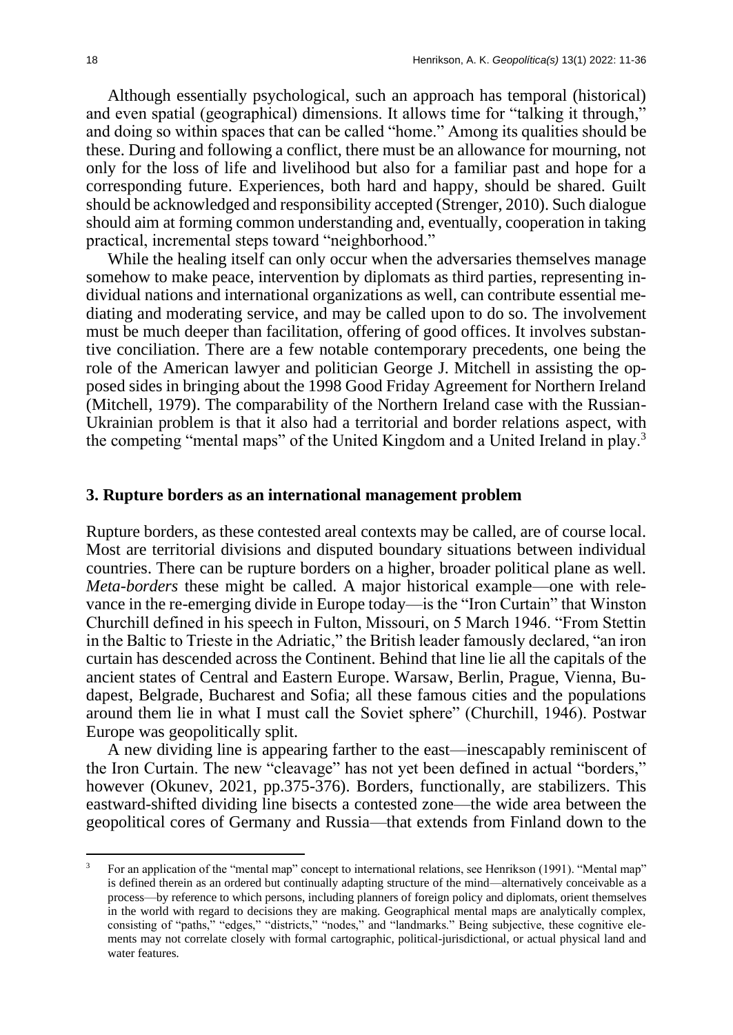Although essentially psychological, such an approach has temporal (historical) and even spatial (geographical) dimensions. It allows time for "talking it through," and doing so within spaces that can be called "home." Among its qualities should be these. During and following a conflict, there must be an allowance for mourning, not only for the loss of life and livelihood but also for a familiar past and hope for a corresponding future. Experiences, both hard and happy, should be shared. Guilt should be acknowledged and responsibility accepted (Strenger, 2010). Such dialogue should aim at forming common understanding and, eventually, cooperation in taking practical, incremental steps toward "neighborhood."

While the healing itself can only occur when the adversaries themselves manage somehow to make peace, intervention by diplomats as third parties, representing individual nations and international organizations as well, can contribute essential mediating and moderating service, and may be called upon to do so. The involvement must be much deeper than facilitation, offering of good offices. It involves substantive conciliation. There are a few notable contemporary precedents, one being the role of the American lawyer and politician George J. Mitchell in assisting the opposed sides in bringing about the 1998 Good Friday Agreement for Northern Ireland (Mitchell, 1979). The comparability of the Northern Ireland case with the Russian-Ukrainian problem is that it also had a territorial and border relations aspect, with the competing "mental maps" of the United Kingdom and a United Ireland in play.[3]

## 3. Rupture borders as an international management problem

Rupture borders, as these contested areal contexts may be called, are of course local. Most are territorial divisions and disputed boundary situations between individual countries. There can be rupture borders on a higher, broader political plane as well. *Meta-borders* these might be called. A major historical example—one with relevance in the re-emerging divide in Europe today—is the "Iron Curtain" that Winston Churchill defined in his speech in Fulton, Missouri, on 5 March 1946. "From Stettin in the Baltic to Trieste in the Adriatic," the British leader famously declared, "an iron curtain has descended across the Continent. Behind that line lie all the capitals of the ancient states of Central and Eastern Europe. Warsaw, Berlin, Prague, Vienna, Budapest, Belgrade, Bucharest and Sofia; all these famous cities and the populations around them lie in what I must call the Soviet sphere" (Churchill, 1946). Postwar Europe was geopolitically split.

A new dividing line is appearing farther to the east—inescapably reminiscent of the Iron Curtain. The new "cleavage" has not yet been defined in actual "borders," however (Okunev, 2021, pp.375-376). Borders, functionally, are stabilizers. This eastward-shifted dividing line bisects a contested zone—the wide area between the geopolitical cores of Germany and Russia—that extends from Finland down to the

[3] For an application of the "mental map" concept to international relations, see Henrikson (1991). "Mental map" is defined therein as an ordered but continually adapting structure of the mind—alternatively conceivable as a process—by reference to which persons, including planners of foreign policy and diplomats, orient themselves in the world with regard to decisions they are making. Geographical mental maps are analytically complex, consisting of "paths," "edges," "districts," "nodes," and "landmarks." Being subjective, these cognitive elements may not correlate closely with formal cartographic, political-jurisdictional, or actual physical land and water features.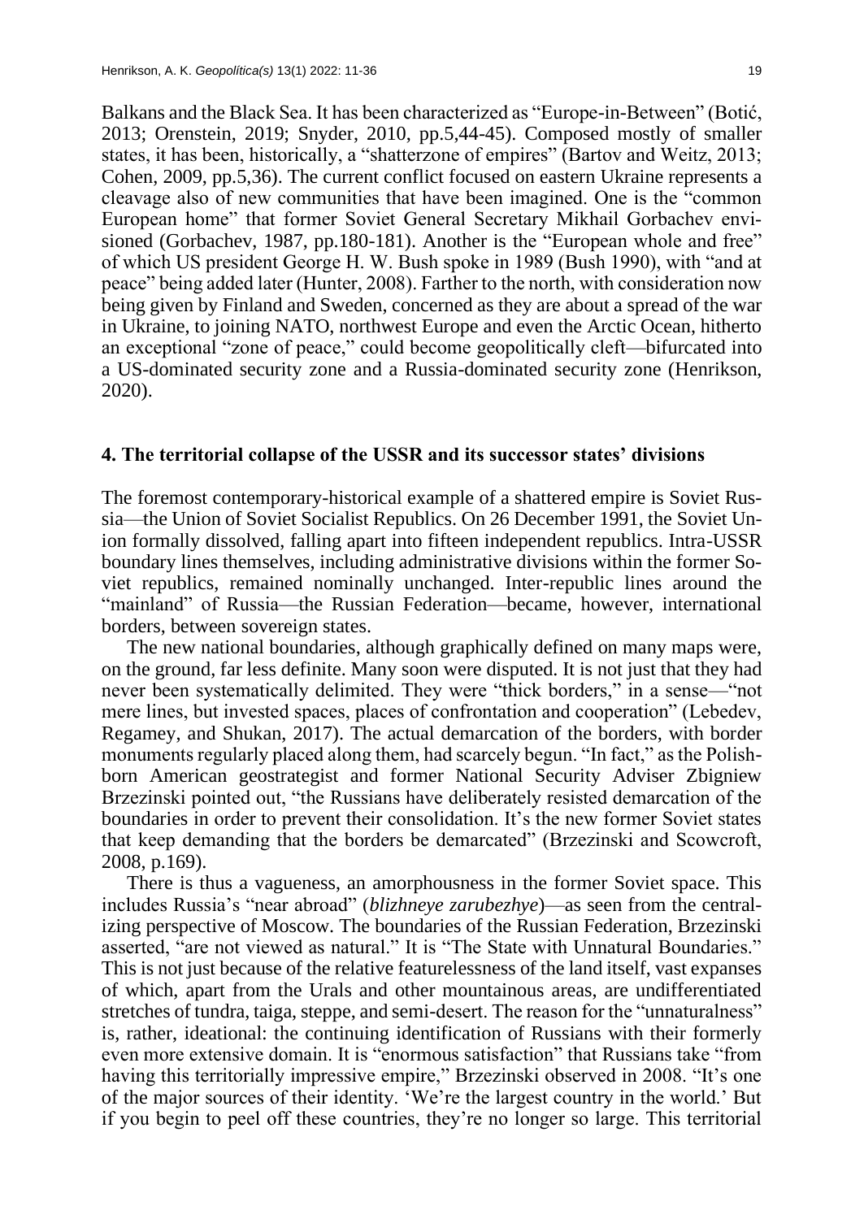Balkans and the Black Sea. It has been characterized as "Europe-in-Between" (Botić, 2013; Orenstein, 2019; Snyder, 2010, pp.5,44-45). Composed mostly of smaller states, it has been, historically, a "shatterzone of empires" (Bartov and Weitz, 2013; Cohen, 2009, pp.5,36). The current conflict focused on eastern Ukraine represents a cleavage also of new communities that have been imagined. One is the "common European home" that former Soviet General Secretary Mikhail Gorbachev envisioned (Gorbachev, 1987, pp.180-181). Another is the "European whole and free" of which US president George H. W. Bush spoke in 1989 (Bush 1990), with "and at peace" being added later (Hunter, 2008). Farther to the north, with consideration now being given by Finland and Sweden, concerned as they are about a spread of the war in Ukraine, to joining NATO, northwest Europe and even the Arctic Ocean, hitherto an exceptional "zone of peace," could become geopolitically cleft—bifurcated into a US-dominated security zone and a Russia-dominated security zone (Henrikson, 2020).

## 4. The territorial collapse of the USSR and its successor states' divisions

The foremost contemporary-historical example of a shattered empire is Soviet Russia—the Union of Soviet Socialist Republics. On 26 December 1991, the Soviet Union formally dissolved, falling apart into fifteen independent republics. Intra-USSR boundary lines themselves, including administrative divisions within the former Soviet republics, remained nominally unchanged. Inter-republic lines around the "mainland" of Russia—the Russian Federation—became, however, international borders, between sovereign states.

The new national boundaries, although graphically defined on many maps were, on the ground, far less definite. Many soon were disputed. It is not just that they had never been systematically delimited. They were "thick borders," in a sense—"not mere lines, but invested spaces, places of confrontation and cooperation" (Lebedev, Regamey, and Shukan, 2017). The actual demarcation of the borders, with border monuments regularly placed along them, had scarcely begun. "In fact," as the Polish-born American geostrategist and former National Security Adviser Zbigniew Brzezinski pointed out, "the Russians have deliberately resisted demarcation of the boundaries in order to prevent their consolidation. It's the new former Soviet states that keep demanding that the borders be demarcated" (Brzezinski and Scowcroft, 2008, p.169).

There is thus a vagueness, an amorphousness in the former Soviet space. This includes Russia's "near abroad" (*blizhneye zarubezhye*)—as seen from the centralizing perspective of Moscow. The boundaries of the Russian Federation, Brzezinski asserted, "are not viewed as natural." It is "The State with Unnatural Boundaries." This is not just because of the relative featurelessness of the land itself, vast expanses of which, apart from the Urals and other mountainous areas, are undifferentiated stretches of tundra, taiga, steppe, and semi-desert. The reason for the "unnaturalness" is, rather, ideational: the continuing identification of Russians with their formerly even more extensive domain. It is "enormous satisfaction" that Russians take "from having this territorially impressive empire," Brzezinski observed in 2008. "It's one of the major sources of their identity. 'We're the largest country in the world.' But if you begin to peel off these countries, they're no longer so large. This territorial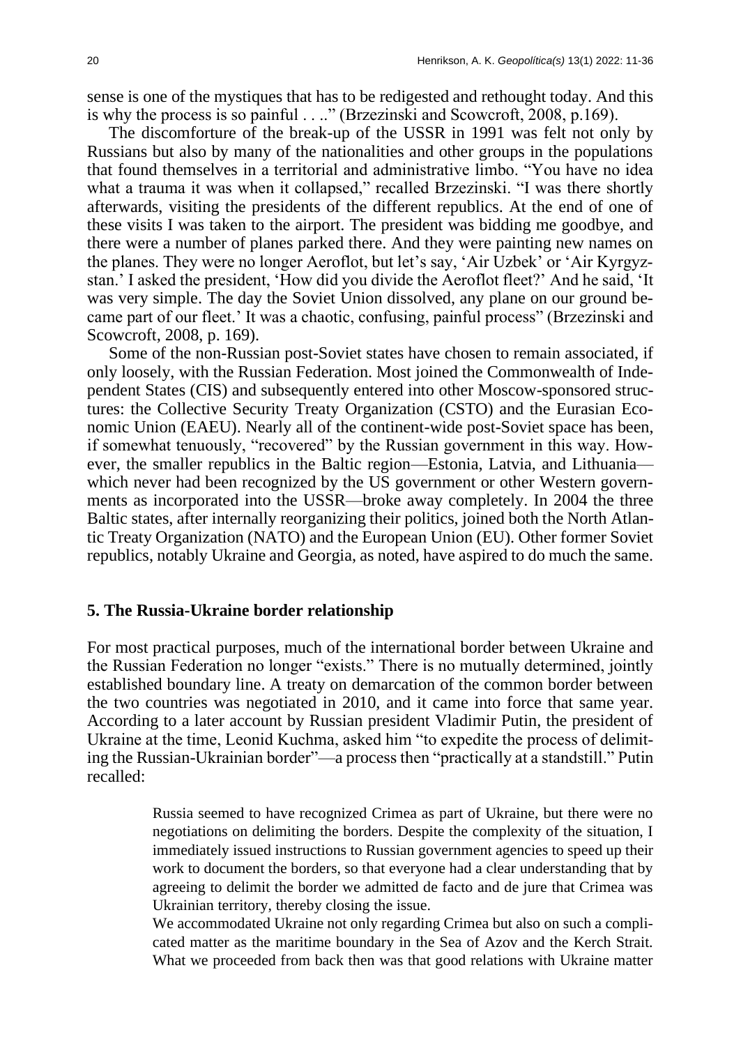sense is one of the mystiques that has to be redigested and rethought today. And this is why the process is so painful . . .." (Brzezinski and Scowcroft, 2008, p.169).

The discomforture of the break-up of the USSR in 1991 was felt not only by Russians but also by many of the nationalities and other groups in the populations that found themselves in a territorial and administrative limbo. "You have no idea what a trauma it was when it collapsed," recalled Brzezinski. "I was there shortly afterwards, visiting the presidents of the different republics. At the end of one of these visits I was taken to the airport. The president was bidding me goodbye, and there were a number of planes parked there. And they were painting new names on the planes. They were no longer Aeroflot, but let's say, 'Air Uzbek' or 'Air Kyrgyzstan.' I asked the president, 'How did you divide the Aeroflot fleet?' And he said, 'It was very simple. The day the Soviet Union dissolved, any plane on our ground became part of our fleet.' It was a chaotic, confusing, painful process" (Brzezinski and Scowcroft, 2008, p. 169).

Some of the non-Russian post-Soviet states have chosen to remain associated, if only loosely, with the Russian Federation. Most joined the Commonwealth of Independent States (CIS) and subsequently entered into other Moscow-sponsored structures: the Collective Security Treaty Organization (CSTO) and the Eurasian Economic Union (EAEU). Nearly all of the continent-wide post-Soviet space has been, if somewhat tenuously, "recovered" by the Russian government in this way. However, the smaller republics in the Baltic region—Estonia, Latvia, and Lithuania—which never had been recognized by the US government or other Western governments as incorporated into the USSR—broke away completely. In 2004 the three Baltic states, after internally reorganizing their politics, joined both the North Atlantic Treaty Organization (NATO) and the European Union (EU). Other former Soviet republics, notably Ukraine and Georgia, as noted, have aspired to do much the same.

## 5. The Russia-Ukraine border relationship

For most practical purposes, much of the international border between Ukraine and the Russian Federation no longer "exists." There is no mutually determined, jointly established boundary line. A treaty on demarcation of the common border between the two countries was negotiated in 2010, and it came into force that same year. According to a later account by Russian president Vladimir Putin, the president of Ukraine at the time, Leonid Kuchma, asked him "to expedite the process of delimiting the Russian-Ukrainian border"—a process then "practically at a standstill." Putin recalled:

> Russia seemed to have recognized Crimea as part of Ukraine, but there were no negotiations on delimiting the borders. Despite the complexity of the situation, I immediately issued instructions to Russian government agencies to speed up their work to document the borders, so that everyone had a clear understanding that by agreeing to delimit the border we admitted de facto and de jure that Crimea was Ukrainian territory, thereby closing the issue.
>
> We accommodated Ukraine not only regarding Crimea but also on such a complicated matter as the maritime boundary in the Sea of Azov and the Kerch Strait. What we proceeded from back then was that good relations with Ukraine matter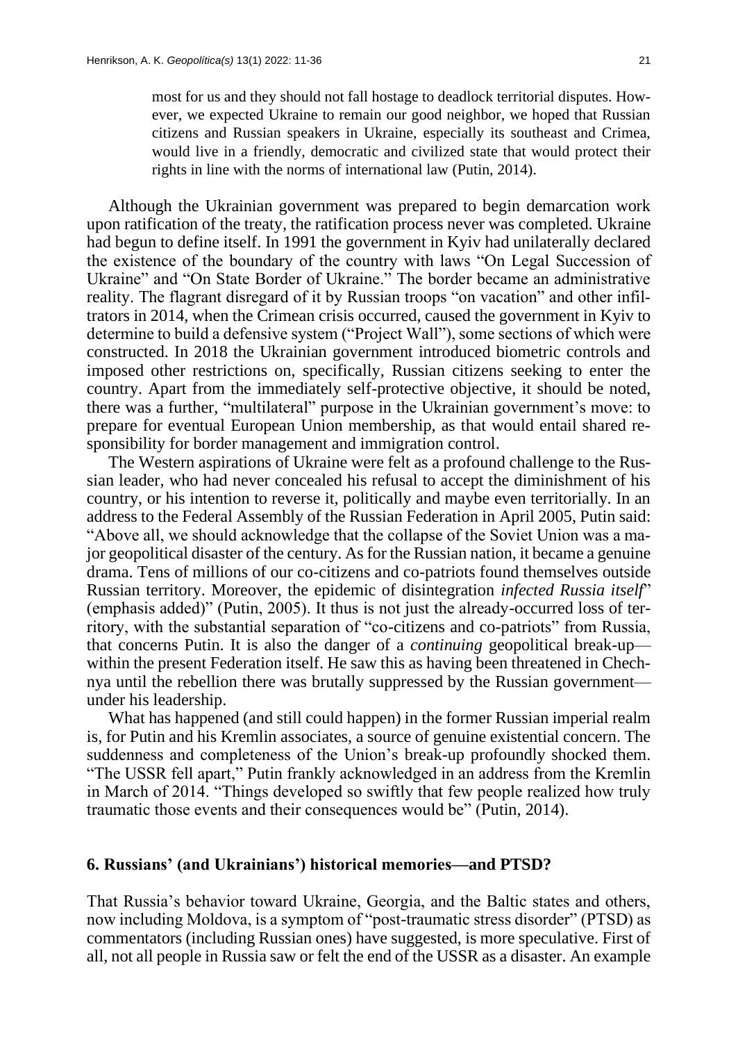> most for us and they should not fall hostage to deadlock territorial disputes. However, we expected Ukraine to remain our good neighbor, we hoped that Russian citizens and Russian speakers in Ukraine, especially its southeast and Crimea, would live in a friendly, democratic and civilized state that would protect their rights in line with the norms of international law (Putin, 2014).

Although the Ukrainian government was prepared to begin demarcation work upon ratification of the treaty, the ratification process never was completed. Ukraine had begun to define itself. In 1991 the government in Kyiv had unilaterally declared the existence of the boundary of the country with laws "On Legal Succession of Ukraine" and "On State Border of Ukraine." The border became an administrative reality. The flagrant disregard of it by Russian troops "on vacation" and other infiltrators in 2014, when the Crimean crisis occurred, caused the government in Kyiv to determine to build a defensive system ("Project Wall"), some sections of which were constructed. In 2018 the Ukrainian government introduced biometric controls and imposed other restrictions on, specifically, Russian citizens seeking to enter the country. Apart from the immediately self-protective objective, it should be noted, there was a further, "multilateral" purpose in the Ukrainian government's move: to prepare for eventual European Union membership, as that would entail shared responsibility for border management and immigration control.

The Western aspirations of Ukraine were felt as a profound challenge to the Russian leader, who had never concealed his refusal to accept the diminishment of his country, or his intention to reverse it, politically and maybe even territorially. In an address to the Federal Assembly of the Russian Federation in April 2005, Putin said: "Above all, we should acknowledge that the collapse of the Soviet Union was a major geopolitical disaster of the century. As for the Russian nation, it became a genuine drama. Tens of millions of our co-citizens and co-patriots found themselves outside Russian territory. Moreover, the epidemic of disintegration *infected Russia itself*" (emphasis added)" (Putin, 2005). It thus is not just the already-occurred loss of territory, with the substantial separation of "co-citizens and co-patriots" from Russia, that concerns Putin. It is also the danger of a *continuing* geopolitical break-up—within the present Federation itself. He saw this as having been threatened in Chechnya until the rebellion there was brutally suppressed by the Russian government—under his leadership.

What has happened (and still could happen) in the former Russian imperial realm is, for Putin and his Kremlin associates, a source of genuine existential concern. The suddenness and completeness of the Union's break-up profoundly shocked them. "The USSR fell apart," Putin frankly acknowledged in an address from the Kremlin in March of 2014. "Things developed so swiftly that few people realized how truly traumatic those events and their consequences would be" (Putin, 2014).

## 6. Russians' (and Ukrainians') historical memories—and PTSD?

That Russia's behavior toward Ukraine, Georgia, and the Baltic states and others, now including Moldova, is a symptom of "post-traumatic stress disorder" (PTSD) as commentators (including Russian ones) have suggested, is more speculative. First of all, not all people in Russia saw or felt the end of the USSR as a disaster. An example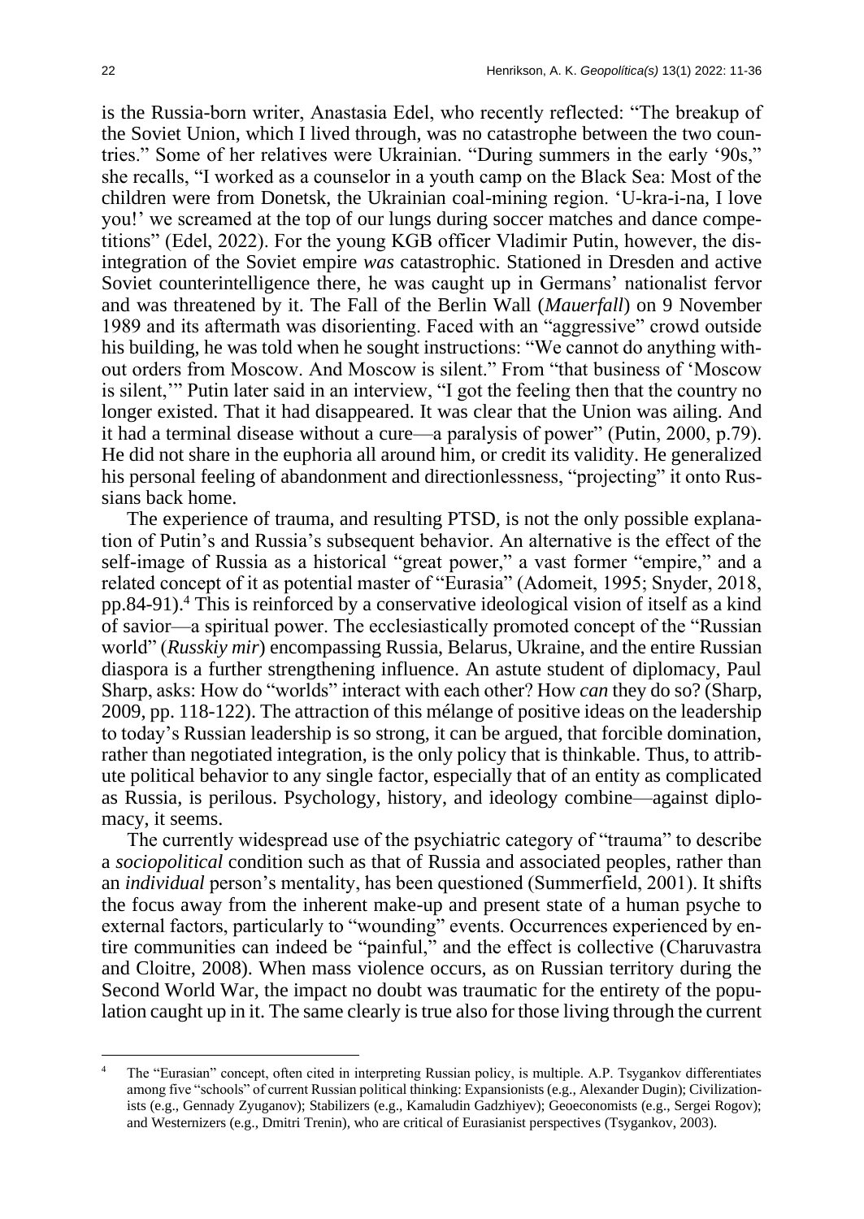is the Russia-born writer, Anastasia Edel, who recently reflected: "The breakup of the Soviet Union, which I lived through, was no catastrophe between the two countries." Some of her relatives were Ukrainian. "During summers in the early '90s," she recalls, "I worked as a counselor in a youth camp on the Black Sea: Most of the children were from Donetsk, the Ukrainian coal-mining region. 'U-kra-i-na, I love you!' we screamed at the top of our lungs during soccer matches and dance competitions" (Edel, 2022). For the young KGB officer Vladimir Putin, however, the disintegration of the Soviet empire *was* catastrophic. Stationed in Dresden and active Soviet counterintelligence there, he was caught up in Germans' nationalist fervor and was threatened by it. The Fall of the Berlin Wall (*Mauerfall*) on 9 November 1989 and its aftermath was disorienting. Faced with an "aggressive" crowd outside his building, he was told when he sought instructions: "We cannot do anything without orders from Moscow. And Moscow is silent." From "that business of 'Moscow is silent,'" Putin later said in an interview, "I got the feeling then that the country no longer existed. That it had disappeared. It was clear that the Union was ailing. And it had a terminal disease without a cure—a paralysis of power" (Putin, 2000, p.79). He did not share in the euphoria all around him, or credit its validity. He generalized his personal feeling of abandonment and directionlessness, "projecting" it onto Russians back home.

The experience of trauma, and resulting PTSD, is not the only possible explanation of Putin's and Russia's subsequent behavior. An alternative is the effect of the self-image of Russia as a historical "great power," a vast former "empire," and a related concept of it as potential master of "Eurasia" (Adomeit, 1995; Snyder, 2018, pp.84-91).[4] This is reinforced by a conservative ideological vision of itself as a kind of savior—a spiritual power. The ecclesiastically promoted concept of the "Russian world" (*Russkiy mir*) encompassing Russia, Belarus, Ukraine, and the entire Russian diaspora is a further strengthening influence. An astute student of diplomacy, Paul Sharp, asks: How do "worlds" interact with each other? How *can* they do so? (Sharp, 2009, pp. 118-122). The attraction of this mélange of positive ideas on the leadership to today's Russian leadership is so strong, it can be argued, that forcible domination, rather than negotiated integration, is the only policy that is thinkable. Thus, to attribute political behavior to any single factor, especially that of an entity as complicated as Russia, is perilous. Psychology, history, and ideology combine—against diplomacy, it seems.

The currently widespread use of the psychiatric category of "trauma" to describe a *sociopolitical* condition such as that of Russia and associated peoples, rather than an *individual* person's mentality, has been questioned (Summerfield, 2001). It shifts the focus away from the inherent make-up and present state of a human psyche to external factors, particularly to "wounding" events. Occurrences experienced by entire communities can indeed be "painful," and the effect is collective (Charuvastra and Cloitre, 2008). When mass violence occurs, as on Russian territory during the Second World War, the impact no doubt was traumatic for the entirety of the population caught up in it. The same clearly is true also for those living through the current

[4] The "Eurasian" concept, often cited in interpreting Russian policy, is multiple. A.P. Tsygankov differentiates among five "schools" of current Russian political thinking: Expansionists (e.g., Alexander Dugin); Civilizationists (e.g., Gennady Zyuganov); Stabilizers (e.g., Kamaludin Gadzhiyev); Geoeconomists (e.g., Sergei Rogov); and Westernizers (e.g., Dmitri Trenin), who are critical of Eurasianist perspectives (Tsygankov, 2003).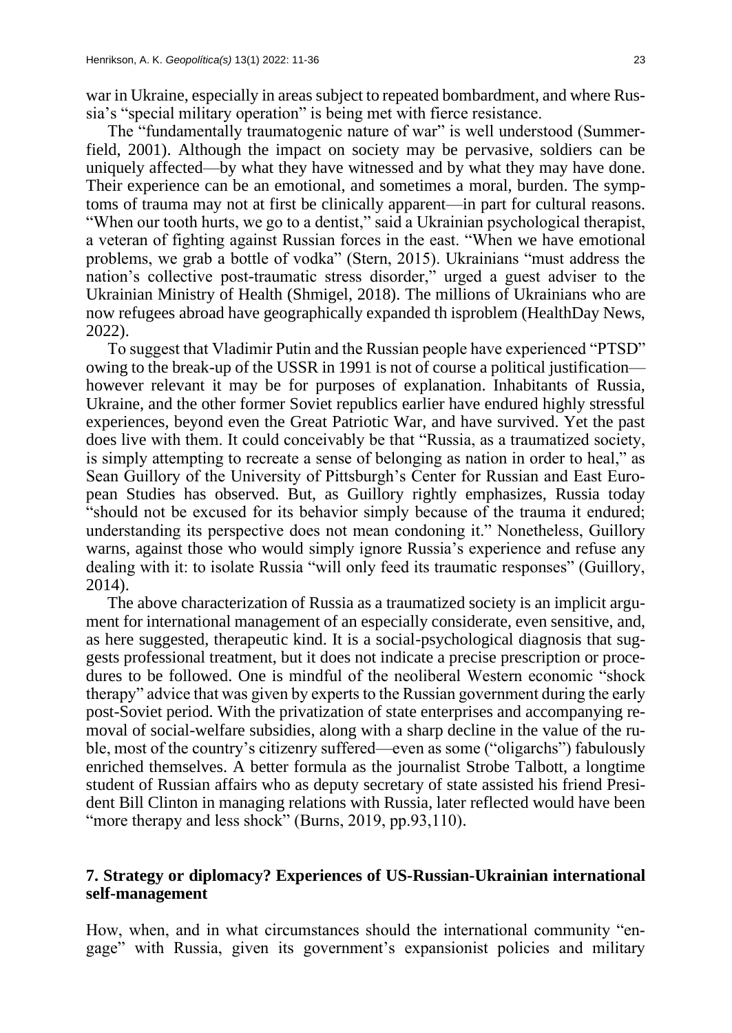war in Ukraine, especially in areas subject to repeated bombardment, and where Russia's "special military operation" is being met with fierce resistance.

The "fundamentally traumatogenic nature of war" is well understood (Summerfield, 2001). Although the impact on society may be pervasive, soldiers can be uniquely affected—by what they have witnessed and by what they may have done. Their experience can be an emotional, and sometimes a moral, burden. The symptoms of trauma may not at first be clinically apparent—in part for cultural reasons. "When our tooth hurts, we go to a dentist," said a Ukrainian psychological therapist, a veteran of fighting against Russian forces in the east. "When we have emotional problems, we grab a bottle of vodka" (Stern, 2015). Ukrainians "must address the nation's collective post-traumatic stress disorder," urged a guest adviser to the Ukrainian Ministry of Health (Shmigel, 2018). The millions of Ukrainians who are now refugees abroad have geographically expanded th isproblem (HealthDay News, 2022).

To suggest that Vladimir Putin and the Russian people have experienced "PTSD" owing to the break-up of the USSR in 1991 is not of course a political justification—however relevant it may be for purposes of explanation. Inhabitants of Russia, Ukraine, and the other former Soviet republics earlier have endured highly stressful experiences, beyond even the Great Patriotic War, and have survived. Yet the past does live with them. It could conceivably be that "Russia, as a traumatized society, is simply attempting to recreate a sense of belonging as nation in order to heal," as Sean Guillory of the University of Pittsburgh's Center for Russian and East European Studies has observed. But, as Guillory rightly emphasizes, Russia today "should not be excused for its behavior simply because of the trauma it endured; understanding its perspective does not mean condoning it." Nonetheless, Guillory warns, against those who would simply ignore Russia's experience and refuse any dealing with it: to isolate Russia "will only feed its traumatic responses" (Guillory, 2014).

The above characterization of Russia as a traumatized society is an implicit argument for international management of an especially considerate, even sensitive, and, as here suggested, therapeutic kind. It is a social-psychological diagnosis that suggests professional treatment, but it does not indicate a precise prescription or procedures to be followed. One is mindful of the neoliberal Western economic "shock therapy" advice that was given by experts to the Russian government during the early post-Soviet period. With the privatization of state enterprises and accompanying removal of social-welfare subsidies, along with a sharp decline in the value of the ruble, most of the country's citizenry suffered—even as some ("oligarchs") fabulously enriched themselves. A better formula as the journalist Strobe Talbott, a longtime student of Russian affairs who as deputy secretary of state assisted his friend President Bill Clinton in managing relations with Russia, later reflected would have been "more therapy and less shock" (Burns, 2019, pp.93,110).

## 7. Strategy or diplomacy? Experiences of US-Russian-Ukrainian international self-management

How, when, and in what circumstances should the international community "engage" with Russia, given its government's expansionist policies and military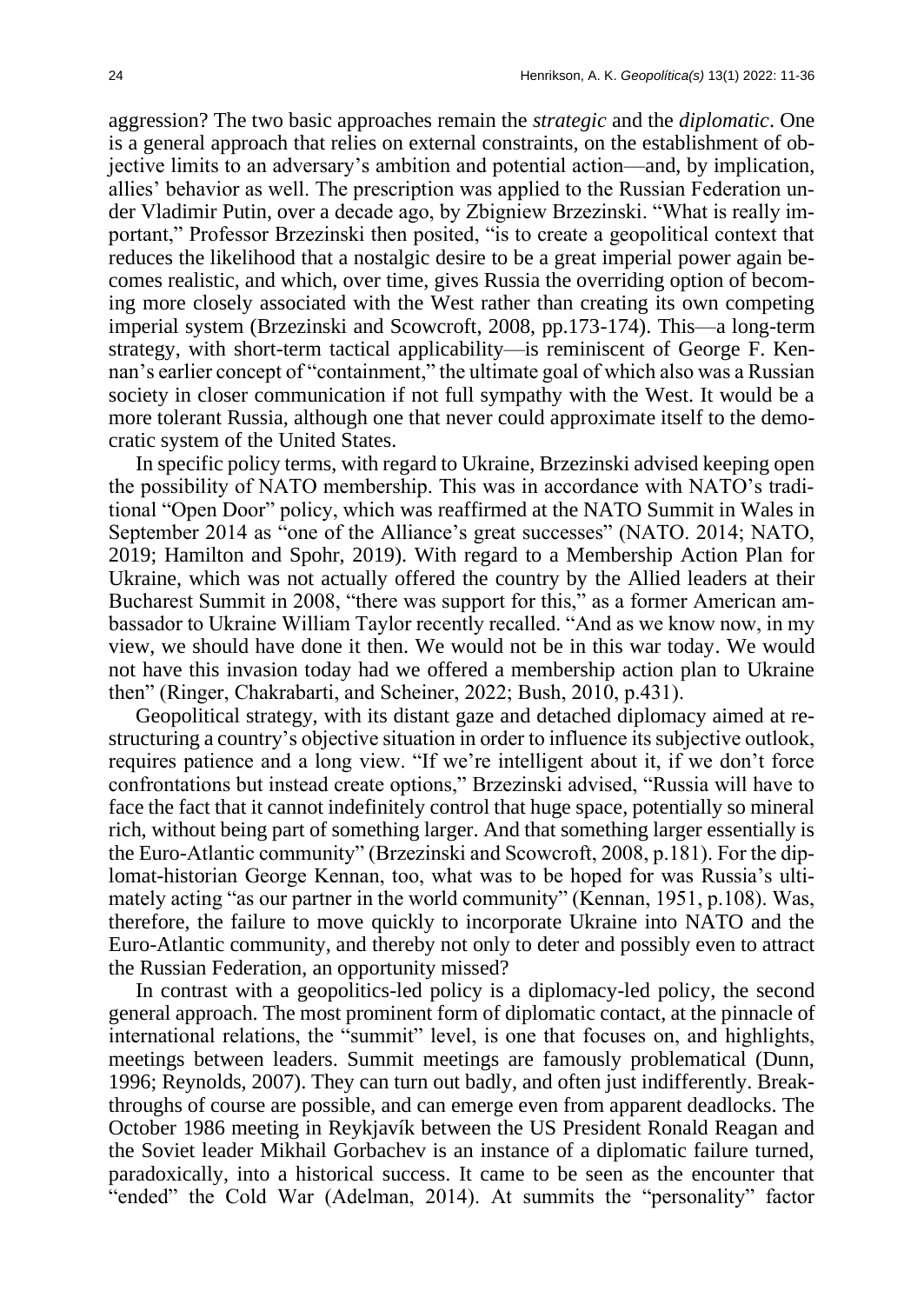aggression? The two basic approaches remain the *strategic* and the *diplomatic*. One is a general approach that relies on external constraints, on the establishment of objective limits to an adversary's ambition and potential action—and, by implication, allies' behavior as well. The prescription was applied to the Russian Federation under Vladimir Putin, over a decade ago, by Zbigniew Brzezinski. "What is really important," Professor Brzezinski then posited, "is to create a geopolitical context that reduces the likelihood that a nostalgic desire to be a great imperial power again becomes realistic, and which, over time, gives Russia the overriding option of becoming more closely associated with the West rather than creating its own competing imperial system (Brzezinski and Scowcroft, 2008, pp.173-174). This—a long-term strategy, with short-term tactical applicability—is reminiscent of George F. Kennan's earlier concept of "containment," the ultimate goal of which also was a Russian society in closer communication if not full sympathy with the West. It would be a more tolerant Russia, although one that never could approximate itself to the democratic system of the United States.

In specific policy terms, with regard to Ukraine, Brzezinski advised keeping open the possibility of NATO membership. This was in accordance with NATO's traditional "Open Door" policy, which was reaffirmed at the NATO Summit in Wales in September 2014 as "one of the Alliance's great successes" (NATO. 2014; NATO, 2019; Hamilton and Spohr, 2019). With regard to a Membership Action Plan for Ukraine, which was not actually offered the country by the Allied leaders at their Bucharest Summit in 2008, "there was support for this," as a former American ambassador to Ukraine William Taylor recently recalled. "And as we know now, in my view, we should have done it then. We would not be in this war today. We would not have this invasion today had we offered a membership action plan to Ukraine then" (Ringer, Chakrabarti, and Scheiner, 2022; Bush, 2010, p.431).

Geopolitical strategy, with its distant gaze and detached diplomacy aimed at restructuring a country's objective situation in order to influence its subjective outlook, requires patience and a long view. "If we're intelligent about it, if we don't force confrontations but instead create options," Brzezinski advised, "Russia will have to face the fact that it cannot indefinitely control that huge space, potentially so mineral rich, without being part of something larger. And that something larger essentially is the Euro-Atlantic community" (Brzezinski and Scowcroft, 2008, p.181). For the diplomat-historian George Kennan, too, what was to be hoped for was Russia's ultimately acting "as our partner in the world community" (Kennan, 1951, p.108). Was, therefore, the failure to move quickly to incorporate Ukraine into NATO and the Euro-Atlantic community, and thereby not only to deter and possibly even to attract the Russian Federation, an opportunity missed?

In contrast with a geopolitics-led policy is a diplomacy-led policy, the second general approach. The most prominent form of diplomatic contact, at the pinnacle of international relations, the "summit" level, is one that focuses on, and highlights, meetings between leaders. Summit meetings are famously problematical (Dunn, 1996; Reynolds, 2007). They can turn out badly, and often just indifferently. Breakthroughs of course are possible, and can emerge even from apparent deadlocks. The October 1986 meeting in Reykjavík between the US President Ronald Reagan and the Soviet leader Mikhail Gorbachev is an instance of a diplomatic failure turned, paradoxically, into a historical success. It came to be seen as the encounter that "ended" the Cold War (Adelman, 2014). At summits the "personality" factor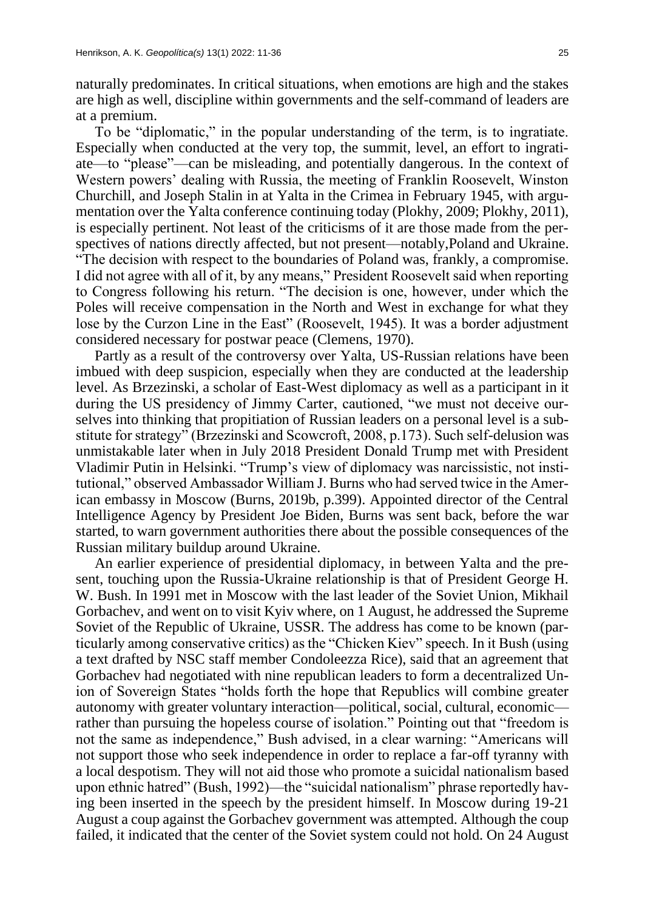naturally predominates. In critical situations, when emotions are high and the stakes are high as well, discipline within governments and the self-command of leaders are at a premium.

To be "diplomatic," in the popular understanding of the term, is to ingratiate. Especially when conducted at the very top, the summit, level, an effort to ingratiate—to "please"—can be misleading, and potentially dangerous. In the context of Western powers' dealing with Russia, the meeting of Franklin Roosevelt, Winston Churchill, and Joseph Stalin in at Yalta in the Crimea in February 1945, with argumentation over the Yalta conference continuing today (Plokhy, 2009; Plokhy, 2011), is especially pertinent. Not least of the criticisms of it are those made from the perspectives of nations directly affected, but not present—notably,Poland and Ukraine. "The decision with respect to the boundaries of Poland was, frankly, a compromise. I did not agree with all of it, by any means," President Roosevelt said when reporting to Congress following his return. "The decision is one, however, under which the Poles will receive compensation in the North and West in exchange for what they lose by the Curzon Line in the East" (Roosevelt, 1945). It was a border adjustment considered necessary for postwar peace (Clemens, 1970).

Partly as a result of the controversy over Yalta, US-Russian relations have been imbued with deep suspicion, especially when they are conducted at the leadership level. As Brzezinski, a scholar of East-West diplomacy as well as a participant in it during the US presidency of Jimmy Carter, cautioned, "we must not deceive ourselves into thinking that propitiation of Russian leaders on a personal level is a substitute for strategy" (Brzezinski and Scowcroft, 2008, p.173). Such self-delusion was unmistakable later when in July 2018 President Donald Trump met with President Vladimir Putin in Helsinki. "Trump's view of diplomacy was narcissistic, not institutional," observed Ambassador William J. Burns who had served twice in the American embassy in Moscow (Burns, 2019b, p.399). Appointed director of the Central Intelligence Agency by President Joe Biden, Burns was sent back, before the war started, to warn government authorities there about the possible consequences of the Russian military buildup around Ukraine.

An earlier experience of presidential diplomacy, in between Yalta and the present, touching upon the Russia-Ukraine relationship is that of President George H. W. Bush. In 1991 met in Moscow with the last leader of the Soviet Union, Mikhail Gorbachev, and went on to visit Kyiv where, on 1 August, he addressed the Supreme Soviet of the Republic of Ukraine, USSR. The address has come to be known (particularly among conservative critics) as the "Chicken Kiev" speech. In it Bush (using a text drafted by NSC staff member Condoleezza Rice), said that an agreement that Gorbachev had negotiated with nine republican leaders to form a decentralized Union of Sovereign States "holds forth the hope that Republics will combine greater autonomy with greater voluntary interaction—political, social, cultural, economic—rather than pursuing the hopeless course of isolation." Pointing out that "freedom is not the same as independence," Bush advised, in a clear warning: "Americans will not support those who seek independence in order to replace a far-off tyranny with a local despotism. They will not aid those who promote a suicidal nationalism based upon ethnic hatred" (Bush, 1992)—the "suicidal nationalism" phrase reportedly having been inserted in the speech by the president himself. In Moscow during 19-21 August a coup against the Gorbachev government was attempted. Although the coup failed, it indicated that the center of the Soviet system could not hold. On 24 August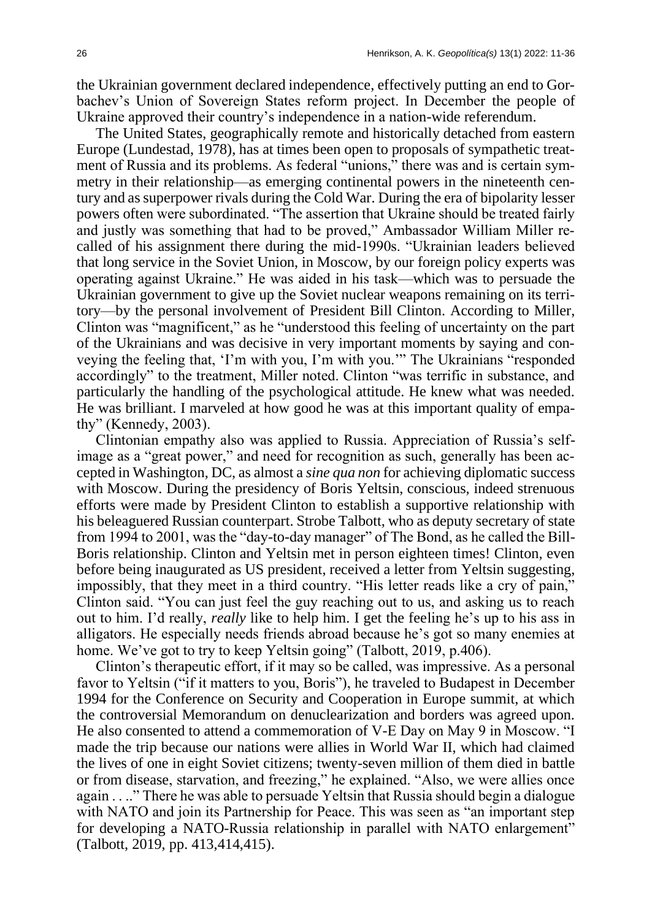the Ukrainian government declared independence, effectively putting an end to Gorbachev's Union of Sovereign States reform project. In December the people of Ukraine approved their country's independence in a nation-wide referendum.

The United States, geographically remote and historically detached from eastern Europe (Lundestad, 1978), has at times been open to proposals of sympathetic treatment of Russia and its problems. As federal "unions," there was and is certain symmetry in their relationship—as emerging continental powers in the nineteenth century and as superpower rivals during the Cold War. During the era of bipolarity lesser powers often were subordinated. "The assertion that Ukraine should be treated fairly and justly was something that had to be proved," Ambassador William Miller recalled of his assignment there during the mid-1990s. "Ukrainian leaders believed that long service in the Soviet Union, in Moscow, by our foreign policy experts was operating against Ukraine." He was aided in his task—which was to persuade the Ukrainian government to give up the Soviet nuclear weapons remaining on its territory—by the personal involvement of President Bill Clinton. According to Miller, Clinton was "magnificent," as he "understood this feeling of uncertainty on the part of the Ukrainians and was decisive in very important moments by saying and conveying the feeling that, 'I'm with you, I'm with you.'" The Ukrainians "responded accordingly" to the treatment, Miller noted. Clinton "was terrific in substance, and particularly the handling of the psychological attitude. He knew what was needed. He was brilliant. I marveled at how good he was at this important quality of empathy" (Kennedy, 2003).

Clintonian empathy also was applied to Russia. Appreciation of Russia's self-image as a "great power," and need for recognition as such, generally has been accepted in Washington, DC, as almost a *sine qua non* for achieving diplomatic success with Moscow. During the presidency of Boris Yeltsin, conscious, indeed strenuous efforts were made by President Clinton to establish a supportive relationship with his beleaguered Russian counterpart. Strobe Talbott, who as deputy secretary of state from 1994 to 2001, was the "day-to-day manager" of The Bond, as he called the Bill-Boris relationship. Clinton and Yeltsin met in person eighteen times! Clinton, even before being inaugurated as US president, received a letter from Yeltsin suggesting, impossibly, that they meet in a third country. "His letter reads like a cry of pain," Clinton said. "You can just feel the guy reaching out to us, and asking us to reach out to him. I'd really, *really* like to help him. I get the feeling he's up to his ass in alligators. He especially needs friends abroad because he's got so many enemies at home. We've got to try to keep Yeltsin going" (Talbott, 2019, p.406).

Clinton's therapeutic effort, if it may so be called, was impressive. As a personal favor to Yeltsin ("if it matters to you, Boris"), he traveled to Budapest in December 1994 for the Conference on Security and Cooperation in Europe summit, at which the controversial Memorandum on denuclearization and borders was agreed upon. He also consented to attend a commemoration of V-E Day on May 9 in Moscow. "I made the trip because our nations were allies in World War II, which had claimed the lives of one in eight Soviet citizens; twenty-seven million of them died in battle or from disease, starvation, and freezing," he explained. "Also, we were allies once again . . .." There he was able to persuade Yeltsin that Russia should begin a dialogue with NATO and join its Partnership for Peace. This was seen as "an important step for developing a NATO-Russia relationship in parallel with NATO enlargement" (Talbott, 2019, pp. 413,414,415).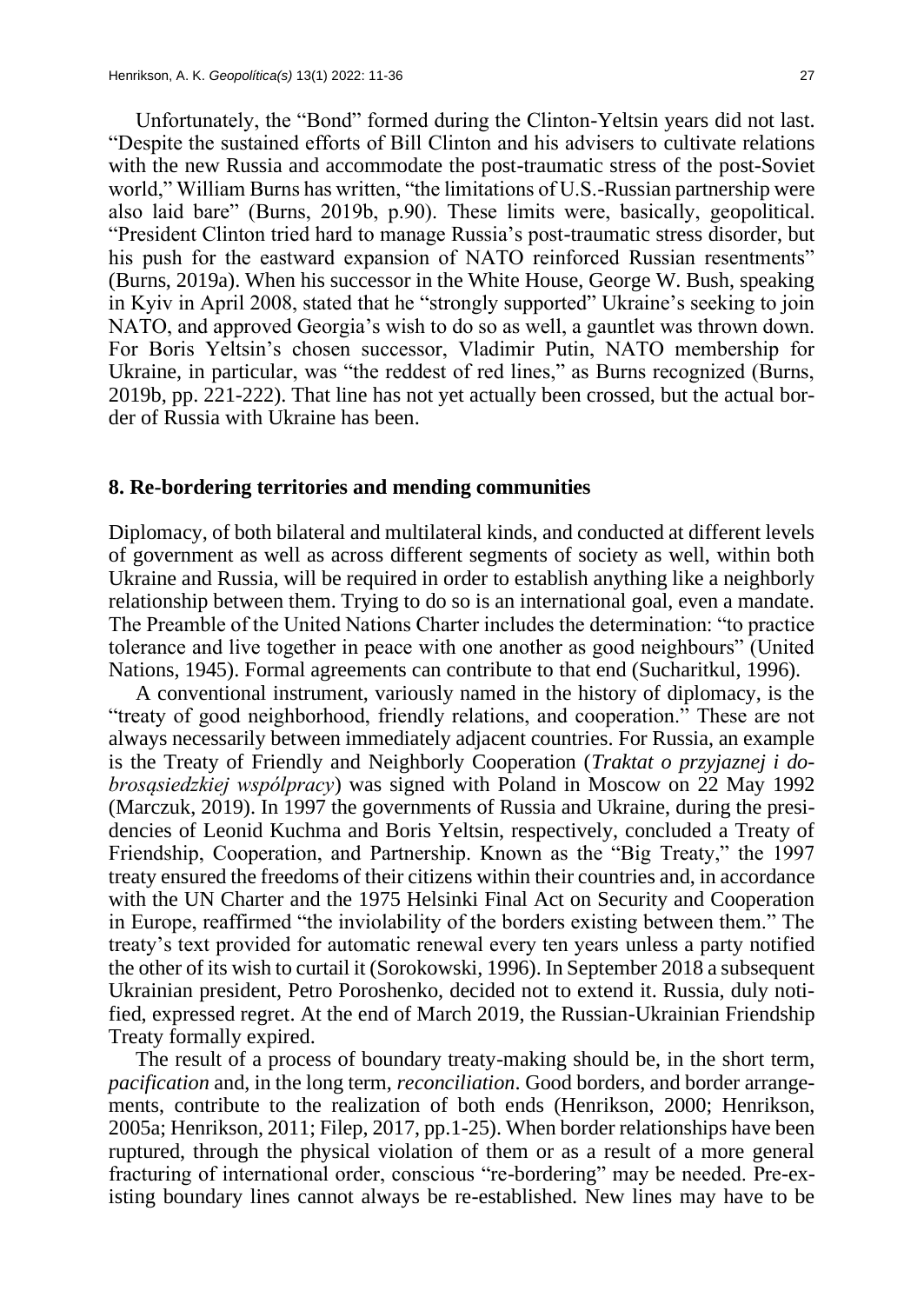Unfortunately, the "Bond" formed during the Clinton-Yeltsin years did not last. "Despite the sustained efforts of Bill Clinton and his advisers to cultivate relations with the new Russia and accommodate the post-traumatic stress of the post-Soviet world," William Burns has written, "the limitations of U.S.-Russian partnership were also laid bare" (Burns, 2019b, p.90). These limits were, basically, geopolitical. "President Clinton tried hard to manage Russia's post-traumatic stress disorder, but his push for the eastward expansion of NATO reinforced Russian resentments" (Burns, 2019a). When his successor in the White House, George W. Bush, speaking in Kyiv in April 2008, stated that he "strongly supported" Ukraine's seeking to join NATO, and approved Georgia's wish to do so as well, a gauntlet was thrown down. For Boris Yeltsin's chosen successor, Vladimir Putin, NATO membership for Ukraine, in particular, was "the reddest of red lines," as Burns recognized (Burns, 2019b, pp. 221-222). That line has not yet actually been crossed, but the actual border of Russia with Ukraine has been.

## 8. Re-bordering territories and mending communities

Diplomacy, of both bilateral and multilateral kinds, and conducted at different levels of government as well as across different segments of society as well, within both Ukraine and Russia, will be required in order to establish anything like a neighborly relationship between them. Trying to do so is an international goal, even a mandate. The Preamble of the United Nations Charter includes the determination: "to practice tolerance and live together in peace with one another as good neighbours" (United Nations, 1945). Formal agreements can contribute to that end (Sucharitkul, 1996).

A conventional instrument, variously named in the history of diplomacy, is the "treaty of good neighborhood, friendly relations, and cooperation." These are not always necessarily between immediately adjacent countries. For Russia, an example is the Treaty of Friendly and Neighborly Cooperation (*Traktat o przyjaznej i dobrosąsiedzkiej współpracy*) was signed with Poland in Moscow on 22 May 1992 (Marczuk, 2019). In 1997 the governments of Russia and Ukraine, during the presidencies of Leonid Kuchma and Boris Yeltsin, respectively, concluded a Treaty of Friendship, Cooperation, and Partnership. Known as the "Big Treaty," the 1997 treaty ensured the freedoms of their citizens within their countries and, in accordance with the UN Charter and the 1975 Helsinki Final Act on Security and Cooperation in Europe, reaffirmed "the inviolability of the borders existing between them." The treaty's text provided for automatic renewal every ten years unless a party notified the other of its wish to curtail it (Sorokowski, 1996). In September 2018 a subsequent Ukrainian president, Petro Poroshenko, decided not to extend it. Russia, duly notified, expressed regret. At the end of March 2019, the Russian-Ukrainian Friendship Treaty formally expired.

The result of a process of boundary treaty-making should be, in the short term, *pacification* and, in the long term, *reconciliation*. Good borders, and border arrangements, contribute to the realization of both ends (Henrikson, 2000; Henrikson, 2005a; Henrikson, 2011; Filep, 2017, pp.1-25). When border relationships have been ruptured, through the physical violation of them or as a result of a more general fracturing of international order, conscious "re-bordering" may be needed. Pre-existing boundary lines cannot always be re-established. New lines may have to be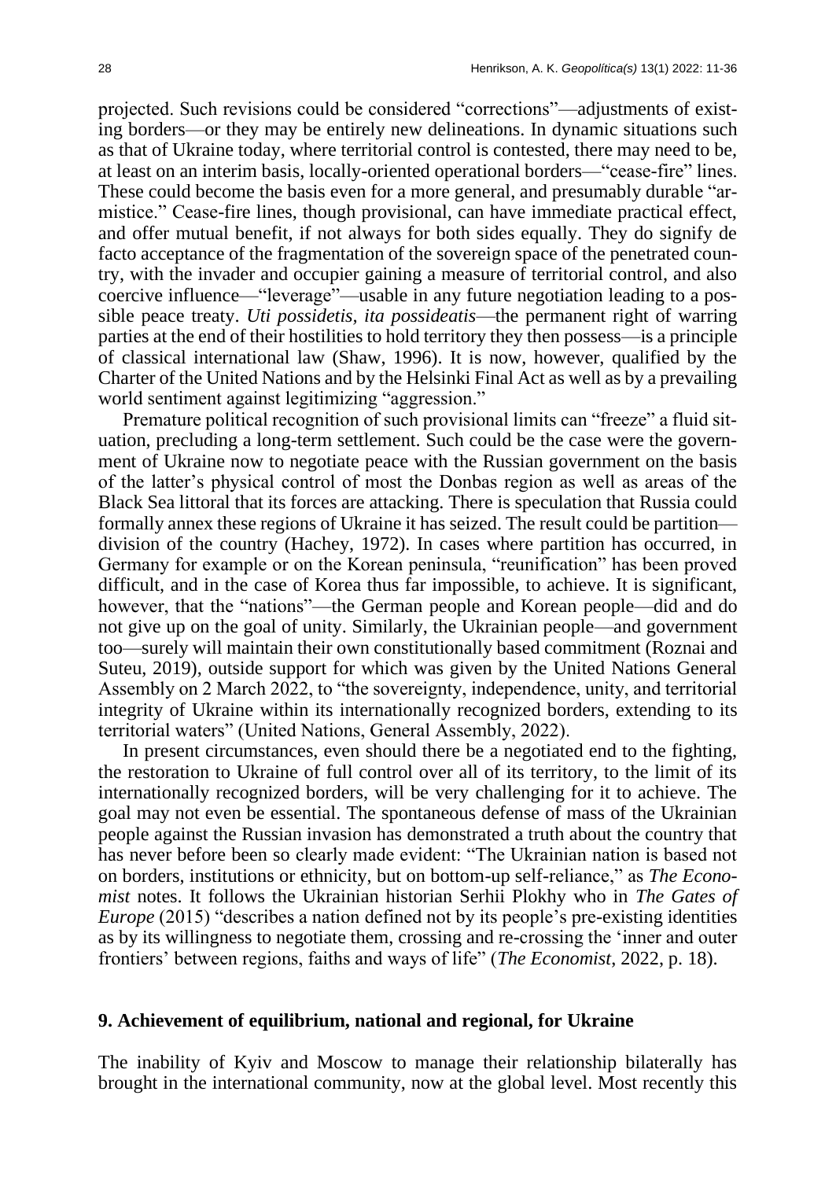projected. Such revisions could be considered "corrections"—adjustments of existing borders—or they may be entirely new delineations. In dynamic situations such as that of Ukraine today, where territorial control is contested, there may need to be, at least on an interim basis, locally-oriented operational borders—"cease-fire" lines. These could become the basis even for a more general, and presumably durable "armistice." Cease-fire lines, though provisional, can have immediate practical effect, and offer mutual benefit, if not always for both sides equally. They do signify de facto acceptance of the fragmentation of the sovereign space of the penetrated country, with the invader and occupier gaining a measure of territorial control, and also coercive influence—"leverage"—usable in any future negotiation leading to a possible peace treaty. *Uti possidetis, ita possideatis*—the permanent right of warring parties at the end of their hostilities to hold territory they then possess—is a principle of classical international law (Shaw, 1996). It is now, however, qualified by the Charter of the United Nations and by the Helsinki Final Act as well as by a prevailing world sentiment against legitimizing "aggression."

Premature political recognition of such provisional limits can "freeze" a fluid situation, precluding a long-term settlement. Such could be the case were the government of Ukraine now to negotiate peace with the Russian government on the basis of the latter's physical control of most the Donbas region as well as areas of the Black Sea littoral that its forces are attacking. There is speculation that Russia could formally annex these regions of Ukraine it has seized. The result could be partition—division of the country (Hachey, 1972). In cases where partition has occurred, in Germany for example or on the Korean peninsula, "reunification" has been proved difficult, and in the case of Korea thus far impossible, to achieve. It is significant, however, that the "nations"—the German people and Korean people—did and do not give up on the goal of unity. Similarly, the Ukrainian people—and government too—surely will maintain their own constitutionally based commitment (Roznai and Suteu, 2019), outside support for which was given by the United Nations General Assembly on 2 March 2022, to "the sovereignty, independence, unity, and territorial integrity of Ukraine within its internationally recognized borders, extending to its territorial waters" (United Nations, General Assembly, 2022).

In present circumstances, even should there be a negotiated end to the fighting, the restoration to Ukraine of full control over all of its territory, to the limit of its internationally recognized borders, will be very challenging for it to achieve. The goal may not even be essential. The spontaneous defense of mass of the Ukrainian people against the Russian invasion has demonstrated a truth about the country that has never before been so clearly made evident: "The Ukrainian nation is based not on borders, institutions or ethnicity, but on bottom-up self-reliance," as *The Economist* notes. It follows the Ukrainian historian Serhii Plokhy who in *The Gates of Europe* (2015) "describes a nation defined not by its people's pre-existing identities as by its willingness to negotiate them, crossing and re-crossing the 'inner and outer frontiers' between regions, faiths and ways of life" (*The Economist*, 2022, p. 18).

## 9. Achievement of equilibrium, national and regional, for Ukraine

The inability of Kyiv and Moscow to manage their relationship bilaterally has brought in the international community, now at the global level. Most recently this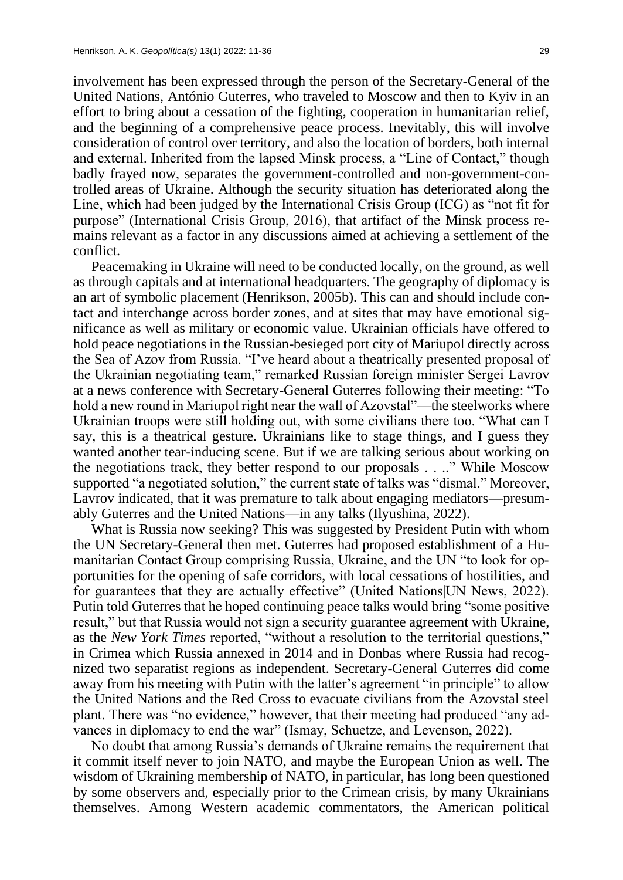involvement has been expressed through the person of the Secretary-General of the United Nations, António Guterres, who traveled to Moscow and then to Kyiv in an effort to bring about a cessation of the fighting, cooperation in humanitarian relief, and the beginning of a comprehensive peace process. Inevitably, this will involve consideration of control over territory, and also the location of borders, both internal and external. Inherited from the lapsed Minsk process, a "Line of Contact," though badly frayed now, separates the government-controlled and non-government-controlled areas of Ukraine. Although the security situation has deteriorated along the Line, which had been judged by the International Crisis Group (ICG) as "not fit for purpose" (International Crisis Group, 2016), that artifact of the Minsk process remains relevant as a factor in any discussions aimed at achieving a settlement of the conflict.

Peacemaking in Ukraine will need to be conducted locally, on the ground, as well as through capitals and at international headquarters. The geography of diplomacy is an art of symbolic placement (Henrikson, 2005b). This can and should include contact and interchange across border zones, and at sites that may have emotional significance as well as military or economic value. Ukrainian officials have offered to hold peace negotiations in the Russian-besieged port city of Mariupol directly across the Sea of Azov from Russia. "I've heard about a theatrically presented proposal of the Ukrainian negotiating team," remarked Russian foreign minister Sergei Lavrov at a news conference with Secretary-General Guterres following their meeting: "To hold a new round in Mariupol right near the wall of Azovstal"—the steelworks where Ukrainian troops were still holding out, with some civilians there too. "What can I say, this is a theatrical gesture. Ukrainians like to stage things, and I guess they wanted another tear-inducing scene. But if we are talking serious about working on the negotiations track, they better respond to our proposals . . .." While Moscow supported "a negotiated solution," the current state of talks was "dismal." Moreover, Lavrov indicated, that it was premature to talk about engaging mediators—presumably Guterres and the United Nations—in any talks (Ilyushina, 2022).

What is Russia now seeking? This was suggested by President Putin with whom the UN Secretary-General then met. Guterres had proposed establishment of a Humanitarian Contact Group comprising Russia, Ukraine, and the UN "to look for opportunities for the opening of safe corridors, with local cessations of hostilities, and for guarantees that they are actually effective" (United Nations|UN News, 2022). Putin told Guterres that he hoped continuing peace talks would bring "some positive result," but that Russia would not sign a security guarantee agreement with Ukraine, as the *New York Times* reported, "without a resolution to the territorial questions," in Crimea which Russia annexed in 2014 and in Donbas where Russia had recognized two separatist regions as independent. Secretary-General Guterres did come away from his meeting with Putin with the latter's agreement "in principle" to allow the United Nations and the Red Cross to evacuate civilians from the Azovstal steel plant. There was "no evidence," however, that their meeting had produced "any advances in diplomacy to end the war" (Ismay, Schuetze, and Levenson, 2022).

No doubt that among Russia's demands of Ukraine remains the requirement that it commit itself never to join NATO, and maybe the European Union as well. The wisdom of Ukraining membership of NATO, in particular, has long been questioned by some observers and, especially prior to the Crimean crisis, by many Ukrainians themselves. Among Western academic commentators, the American political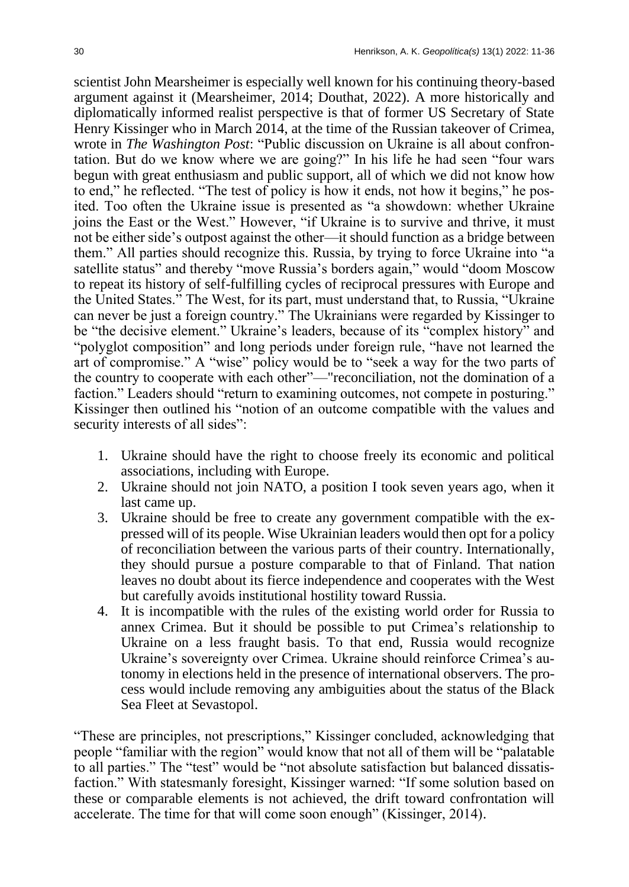scientist John Mearsheimer is especially well known for his continuing theory-based argument against it (Mearsheimer, 2014; Douthat, 2022). A more historically and diplomatically informed realist perspective is that of former US Secretary of State Henry Kissinger who in March 2014, at the time of the Russian takeover of Crimea, wrote in *The Washington Post*: "Public discussion on Ukraine is all about confrontation. But do we know where we are going?" In his life he had seen "four wars begun with great enthusiasm and public support, all of which we did not know how to end," he reflected. "The test of policy is how it ends, not how it begins," he posited. Too often the Ukraine issue is presented as "a showdown: whether Ukraine joins the East or the West." However, "if Ukraine is to survive and thrive, it must not be either side's outpost against the other—it should function as a bridge between them." All parties should recognize this. Russia, by trying to force Ukraine into "a satellite status" and thereby "move Russia's borders again," would "doom Moscow to repeat its history of self-fulfilling cycles of reciprocal pressures with Europe and the United States." The West, for its part, must understand that, to Russia, "Ukraine can never be just a foreign country." The Ukrainians were regarded by Kissinger to be "the decisive element." Ukraine's leaders, because of its "complex history" and "polyglot composition" and long periods under foreign rule, "have not learned the art of compromise." A "wise" policy would be to "seek a way for the two parts of the country to cooperate with each other"—"reconciliation, not the domination of a faction." Leaders should "return to examining outcomes, not compete in posturing." Kissinger then outlined his "notion of an outcome compatible with the values and security interests of all sides":

1. Ukraine should have the right to choose freely its economic and political associations, including with Europe.
2. Ukraine should not join NATO, a position I took seven years ago, when it last came up.
3. Ukraine should be free to create any government compatible with the expressed will of its people. Wise Ukrainian leaders would then opt for a policy of reconciliation between the various parts of their country. Internationally, they should pursue a posture comparable to that of Finland. That nation leaves no doubt about its fierce independence and cooperates with the West but carefully avoids institutional hostility toward Russia.
4. It is incompatible with the rules of the existing world order for Russia to annex Crimea. But it should be possible to put Crimea's relationship to Ukraine on a less fraught basis. To that end, Russia would recognize Ukraine's sovereignty over Crimea. Ukraine should reinforce Crimea's autonomy in elections held in the presence of international observers. The process would include removing any ambiguities about the status of the Black Sea Fleet at Sevastopol.

"These are principles, not prescriptions," Kissinger concluded, acknowledging that people "familiar with the region" would know that not all of them will be "palatable to all parties." The "test" would be "not absolute satisfaction but balanced dissatisfaction." With statesmanly foresight, Kissinger warned: "If some solution based on these or comparable elements is not achieved, the drift toward confrontation will accelerate. The time for that will come soon enough" (Kissinger, 2014).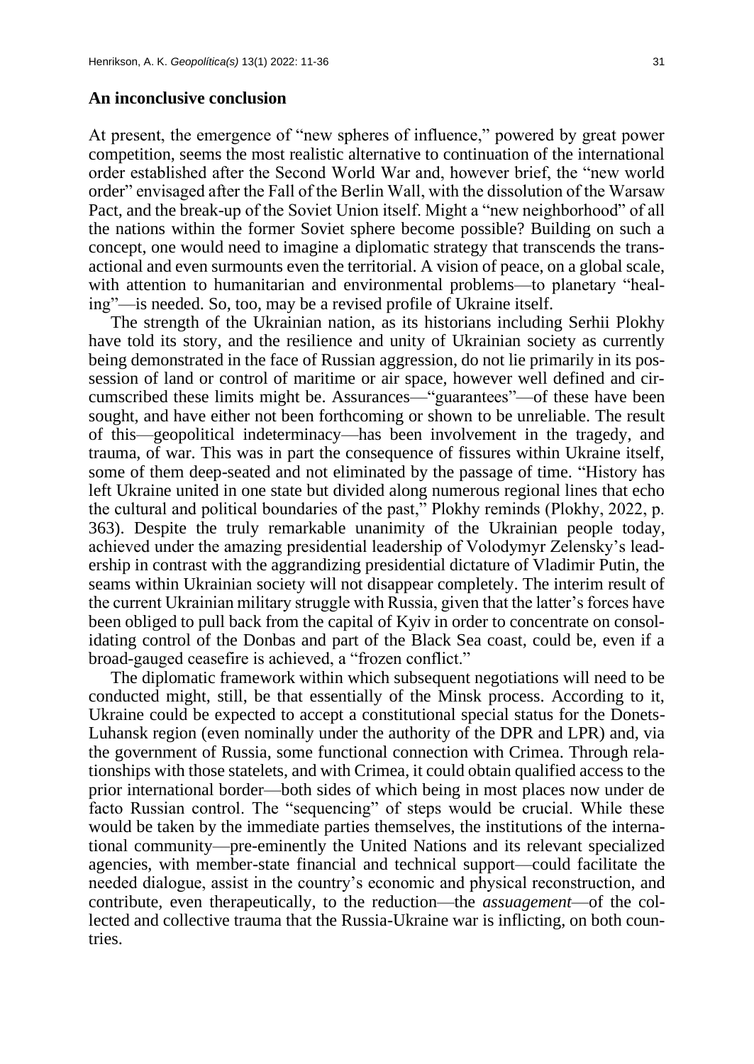## An inconclusive conclusion

At present, the emergence of "new spheres of influence," powered by great power competition, seems the most realistic alternative to continuation of the international order established after the Second World War and, however brief, the "new world order" envisaged after the Fall of the Berlin Wall, with the dissolution of the Warsaw Pact, and the break-up of the Soviet Union itself. Might a "new neighborhood" of all the nations within the former Soviet sphere become possible? Building on such a concept, one would need to imagine a diplomatic strategy that transcends the transactional and even surmounts even the territorial. A vision of peace, on a global scale, with attention to humanitarian and environmental problems—to planetary "healing"—is needed. So, too, may be a revised profile of Ukraine itself.

The strength of the Ukrainian nation, as its historians including Serhii Plokhy have told its story, and the resilience and unity of Ukrainian society as currently being demonstrated in the face of Russian aggression, do not lie primarily in its possession of land or control of maritime or air space, however well defined and circumscribed these limits might be. Assurances—"guarantees"—of these have been sought, and have either not been forthcoming or shown to be unreliable. The result of this—geopolitical indeterminacy—has been involvement in the tragedy, and trauma, of war. This was in part the consequence of fissures within Ukraine itself, some of them deep-seated and not eliminated by the passage of time. "History has left Ukraine united in one state but divided along numerous regional lines that echo the cultural and political boundaries of the past," Plokhy reminds (Plokhy, 2022, p. 363). Despite the truly remarkable unanimity of the Ukrainian people today, achieved under the amazing presidential leadership of Volodymyr Zelensky's leadership in contrast with the aggrandizing presidential dictature of Vladimir Putin, the seams within Ukrainian society will not disappear completely. The interim result of the current Ukrainian military struggle with Russia, given that the latter's forces have been obliged to pull back from the capital of Kyiv in order to concentrate on consolidating control of the Donbas and part of the Black Sea coast, could be, even if a broad-gauged ceasefire is achieved, a "frozen conflict."

The diplomatic framework within which subsequent negotiations will need to be conducted might, still, be that essentially of the Minsk process. According to it, Ukraine could be expected to accept a constitutional special status for the Donets-Luhansk region (even nominally under the authority of the DPR and LPR) and, via the government of Russia, some functional connection with Crimea. Through relationships with those statelets, and with Crimea, it could obtain qualified access to the prior international border—both sides of which being in most places now under de facto Russian control. The "sequencing" of steps would be crucial. While these would be taken by the immediate parties themselves, the institutions of the international community—pre-eminently the United Nations and its relevant specialized agencies, with member-state financial and technical support—could facilitate the needed dialogue, assist in the country's economic and physical reconstruction, and contribute, even therapeutically, to the reduction—the *assuagement*—of the collected and collective trauma that the Russia-Ukraine war is inflicting, on both countries.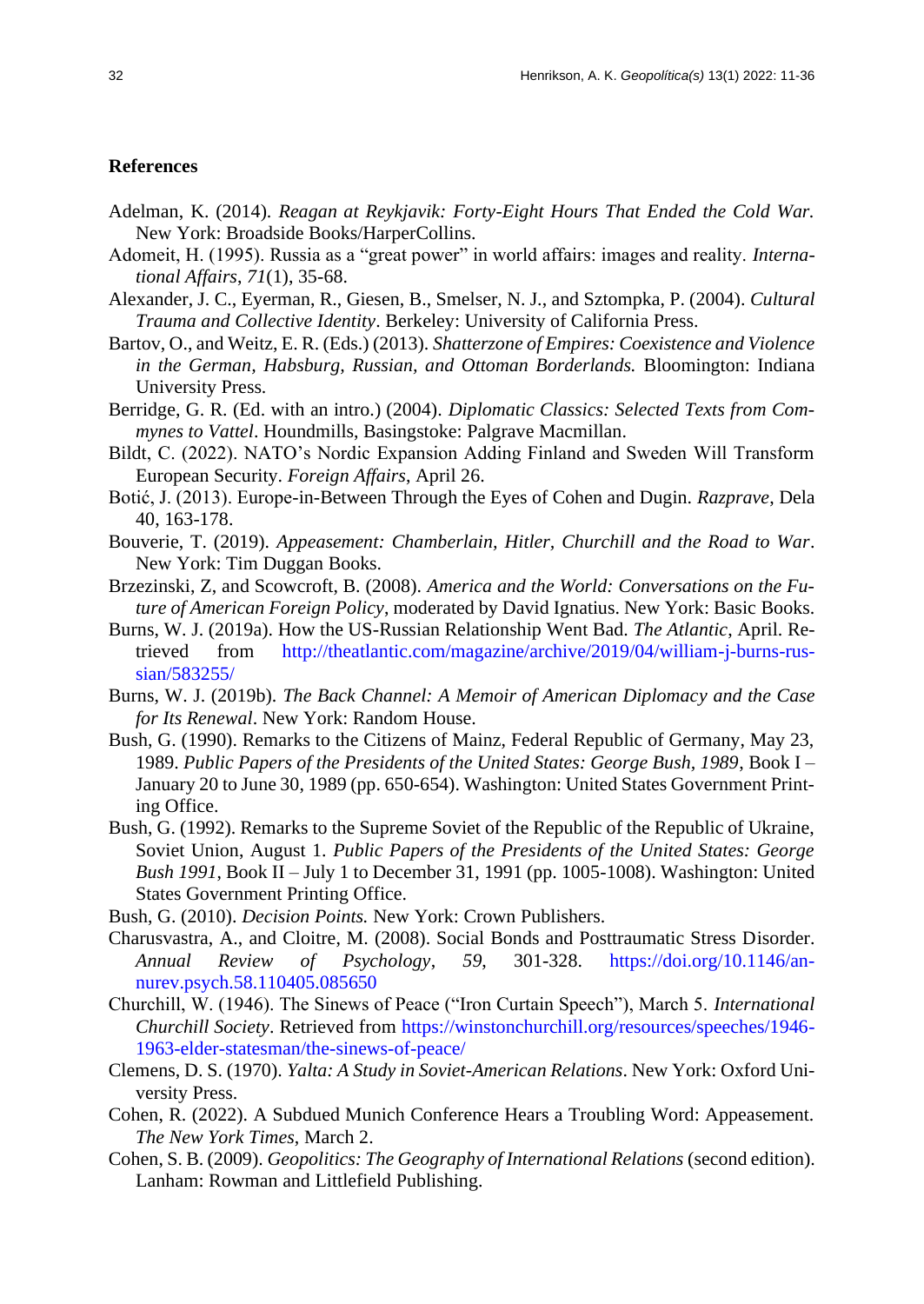## References

Adelman, K. (2014). *Reagan at Reykjavik: Forty-Eight Hours That Ended the Cold War.* New York: Broadside Books/HarperCollins.

Adomeit, H. (1995). Russia as a "great power" in world affairs: images and reality. *International Affairs*, *71*(1), 35-68.

Alexander, J. C., Eyerman, R., Giesen, B., Smelser, N. J., and Sztompka, P. (2004). *Cultural Trauma and Collective Identity*. Berkeley: University of California Press.

Bartov, O., and Weitz, E. R. (Eds.) (2013). *Shatterzone of Empires: Coexistence and Violence in the German, Habsburg, Russian, and Ottoman Borderlands.* Bloomington: Indiana University Press.

Berridge, G. R. (Ed. with an intro.) (2004). *Diplomatic Classics: Selected Texts from Commynes to Vattel*. Houndmills, Basingstoke: Palgrave Macmillan.

Bildt, C. (2022). NATO's Nordic Expansion Adding Finland and Sweden Will Transform European Security. *Foreign Affairs*, April 26.

Botić, J. (2013). Europe-in-Between Through the Eyes of Cohen and Dugin. *Razprave*, Dela 40, 163-178.

Bouverie, T. (2019). *Appeasement: Chamberlain, Hitler, Churchill and the Road to War*. New York: Tim Duggan Books.

Brzezinski, Z, and Scowcroft, B. (2008). *America and the World: Conversations on the Future of American Foreign Policy*, moderated by David Ignatius. New York: Basic Books.

Burns, W. J. (2019a). How the US-Russian Relationship Went Bad. *The Atlantic*, April. Retrieved from http://theatlantic.com/magazine/archive/2019/04/william-j-burns-russian/583255/

Burns, W. J. (2019b). *The Back Channel: A Memoir of American Diplomacy and the Case for Its Renewal*. New York: Random House.

Bush, G. (1990). Remarks to the Citizens of Mainz, Federal Republic of Germany, May 23, 1989. *Public Papers of the Presidents of the United States: George Bush, 1989*, Book I – January 20 to June 30, 1989 (pp. 650-654). Washington: United States Government Printing Office.

Bush, G. (1992). Remarks to the Supreme Soviet of the Republic of the Republic of Ukraine, Soviet Union, August 1. *Public Papers of the Presidents of the United States: George Bush 1991*, Book II – July 1 to December 31, 1991 (pp. 1005-1008). Washington: United States Government Printing Office.

Bush, G. (2010). *Decision Points.* New York: Crown Publishers.

Charusvastra, A., and Cloitre, M. (2008). Social Bonds and Posttraumatic Stress Disorder. *Annual Review of Psychology*, *59,* 301-328. https://doi.org/10.1146/annurev.psych.58.110405.085650

Churchill, W. (1946). The Sinews of Peace ("Iron Curtain Speech"), March 5. *International Churchill Society*. Retrieved from https://winstonchurchill.org/resources/speeches/1946-1963-elder-statesman/the-sinews-of-peace/

Clemens, D. S. (1970). *Yalta: A Study in Soviet-American Relations*. New York: Oxford University Press.

Cohen, R. (2022). A Subdued Munich Conference Hears a Troubling Word: Appeasement. *The New York Times*, March 2.

Cohen, S. B. (2009). *Geopolitics: The Geography of International Relations* (second edition). Lanham: Rowman and Littlefield Publishing.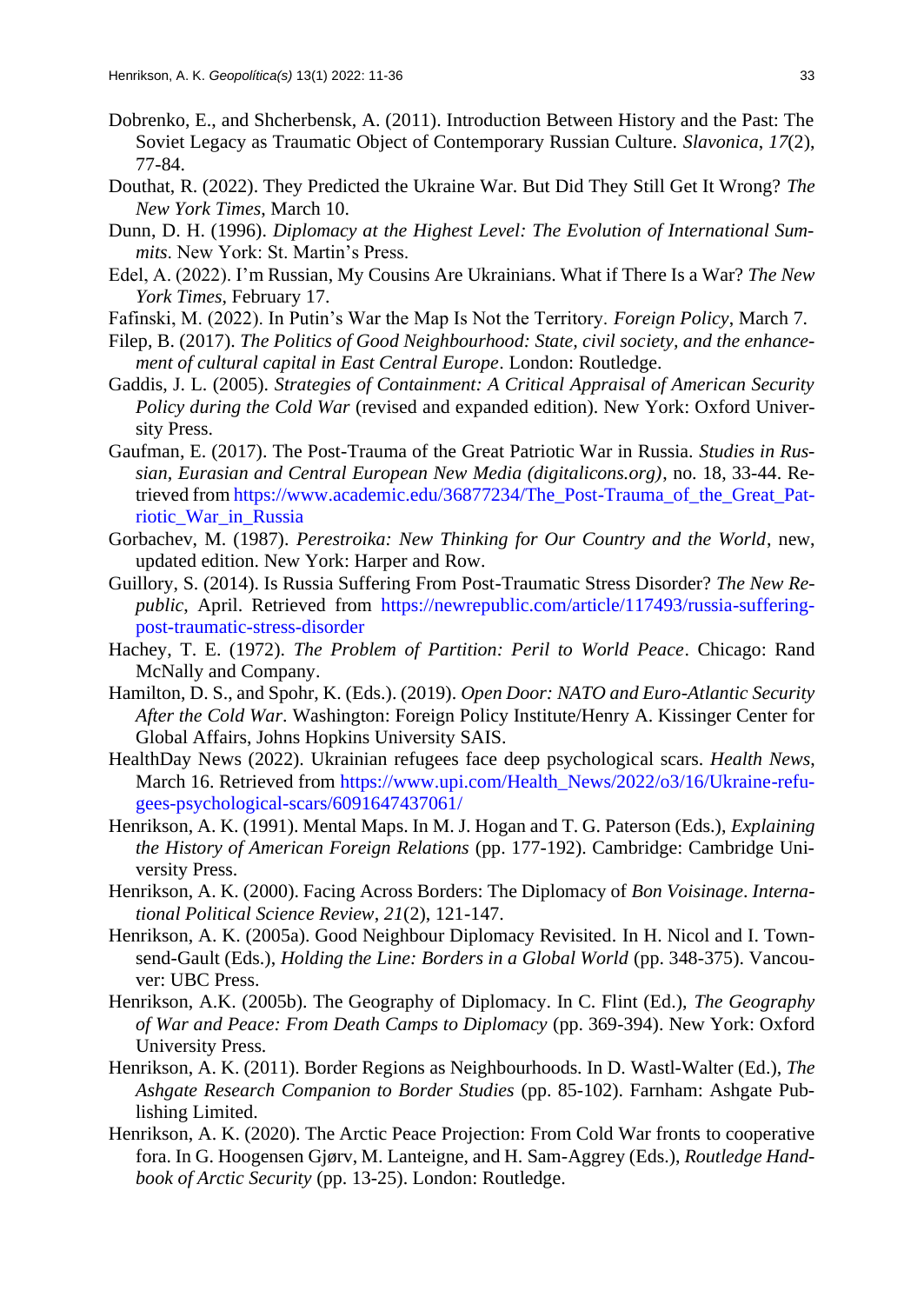Dobrenko, E., and Shcherbensk, A. (2011). Introduction Between History and the Past: The Soviet Legacy as Traumatic Object of Contemporary Russian Culture. *Slavonica*, *17*(2), 77-84.

Douthat, R. (2022). They Predicted the Ukraine War. But Did They Still Get It Wrong? *The New York Times*, March 10.

Dunn, D. H. (1996). *Diplomacy at the Highest Level: The Evolution of International Summits*. New York: St. Martin's Press.

Edel, A. (2022). I'm Russian, My Cousins Are Ukrainians. What if There Is a War? *The New York Times*, February 17.

Fafinski, M. (2022). In Putin's War the Map Is Not the Territory. *Foreign Policy*, March 7.

Filep, B. (2017). *The Politics of Good Neighbourhood: State, civil society, and the enhancement of cultural capital in East Central Europe*. London: Routledge.

Gaddis, J. L. (2005). *Strategies of Containment: A Critical Appraisal of American Security Policy during the Cold War* (revised and expanded edition). New York: Oxford University Press.

Gaufman, E. (2017). The Post-Trauma of the Great Patriotic War in Russia. *Studies in Russian, Eurasian and Central European New Media (digitalicons.org)*, no. 18, 33-44. Retrieved from https://www.academic.edu/36877234/The_Post-Trauma_of_the_Great_Patriotic_War_in_Russia

Gorbachev, M. (1987). *Perestroika: New Thinking for Our Country and the World*, new, updated edition. New York: Harper and Row.

Guillory, S. (2014). Is Russia Suffering From Post-Traumatic Stress Disorder? *The New Republic*, April. Retrieved from https://newrepublic.com/article/117493/russia-suffering-post-traumatic-stress-disorder

Hachey, T. E. (1972). *The Problem of Partition: Peril to World Peace*. Chicago: Rand McNally and Company.

Hamilton, D. S., and Spohr, K. (Eds.). (2019). *Open Door: NATO and Euro-Atlantic Security After the Cold War*. Washington: Foreign Policy Institute/Henry A. Kissinger Center for Global Affairs, Johns Hopkins University SAIS.

HealthDay News (2022). Ukrainian refugees face deep psychological scars. *Health News*, March 16. Retrieved from https://www.upi.com/Health_News/2022/o3/16/Ukraine-refugees-psychological-scars/6091647437061/

Henrikson, A. K. (1991). Mental Maps. In M. J. Hogan and T. G. Paterson (Eds.), *Explaining the History of American Foreign Relations* (pp. 177-192). Cambridge: Cambridge University Press.

Henrikson, A. K. (2000). Facing Across Borders: The Diplomacy of *Bon Voisinage*. *International Political Science Review*, *21*(2), 121-147.

Henrikson, A. K. (2005a). Good Neighbour Diplomacy Revisited. In H. Nicol and I. Townsend-Gault (Eds.), *Holding the Line: Borders in a Global World* (pp. 348-375). Vancouver: UBC Press.

Henrikson, A.K. (2005b). The Geography of Diplomacy. In C. Flint (Ed.), *The Geography of War and Peace: From Death Camps to Diplomacy* (pp. 369-394). New York: Oxford University Press.

Henrikson, A. K. (2011). Border Regions as Neighbourhoods. In D. Wastl-Walter (Ed.), *The Ashgate Research Companion to Border Studies* (pp. 85-102). Farnham: Ashgate Publishing Limited.

Henrikson, A. K. (2020). The Arctic Peace Projection: From Cold War fronts to cooperative fora. In G. Hoogensen Gjørv, M. Lanteigne, and H. Sam-Aggrey (Eds.), *Routledge Handbook of Arctic Security* (pp. 13-25). London: Routledge.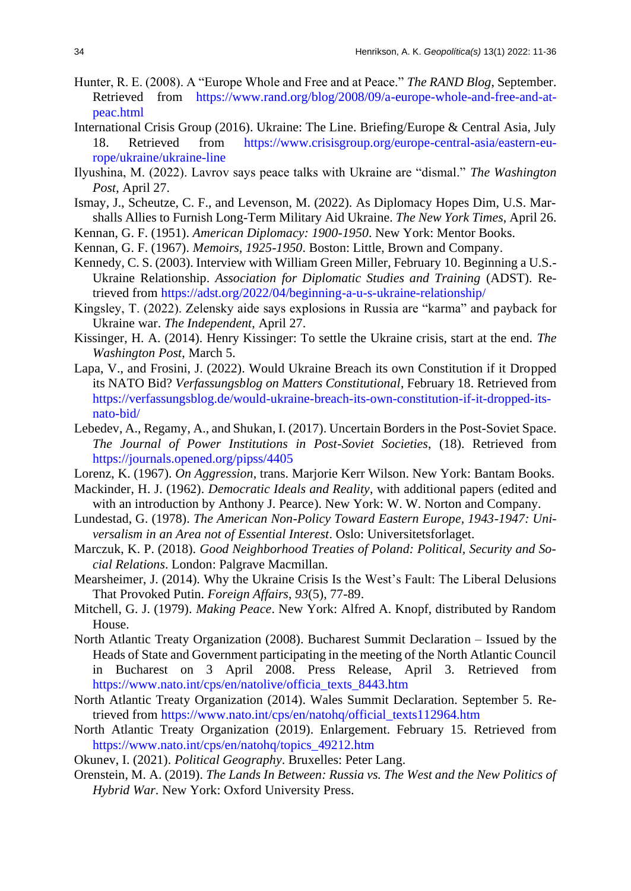Hunter, R. E. (2008). A "Europe Whole and Free and at Peace." *The RAND Blog*, September. Retrieved from https://www.rand.org/blog/2008/09/a-europe-whole-and-free-and-at-peac.html

International Crisis Group (2016). Ukraine: The Line. Briefing/Europe & Central Asia, July 18. Retrieved from https://www.crisisgroup.org/europe-central-asia/eastern-europe/ukraine/ukraine-line

Ilyushina, M. (2022). Lavrov says peace talks with Ukraine are "dismal." *The Washington Post*, April 27.

Ismay, J., Scheutze, C. F., and Levenson, M. (2022). As Diplomacy Hopes Dim, U.S. Marshalls Allies to Furnish Long-Term Military Aid Ukraine. *The New York Times*, April 26.

Kennan, G. F. (1951). *American Diplomacy: 1900-1950*. New York: Mentor Books.

Kennan, G. F. (1967). *Memoirs, 1925-1950*. Boston: Little, Brown and Company.

Kennedy, C. S. (2003). Interview with William Green Miller, February 10. Beginning a U.S.-Ukraine Relationship. *Association for Diplomatic Studies and Training* (ADST). Retrieved from https://adst.org/2022/04/beginning-a-u-s-ukraine-relationship/

Kingsley, T. (2022). Zelensky aide says explosions in Russia are "karma" and payback for Ukraine war. *The Independent*, April 27.

Kissinger, H. A. (2014). Henry Kissinger: To settle the Ukraine crisis, start at the end. *The Washington Post*, March 5.

Lapa, V., and Frosini, J. (2022). Would Ukraine Breach its own Constitution if it Dropped its NATO Bid? *Verfassungsblog on Matters Constitutional*, February 18. Retrieved from https://verfassungsblog.de/would-ukraine-breach-its-own-constitution-if-it-dropped-its-nato-bid/

Lebedev, A., Regamy, A., and Shukan, I. (2017). Uncertain Borders in the Post-Soviet Space. *The Journal of Power Institutions in Post-Soviet Societies*, (18). Retrieved from https://journals.opened.org/pipss/4405

Lorenz, K. (1967). *On Aggression*, trans. Marjorie Kerr Wilson. New York: Bantam Books.

Mackinder, H. J. (1962). *Democratic Ideals and Reality*, with additional papers (edited and with an introduction by Anthony J. Pearce). New York: W. W. Norton and Company.

Lundestad, G. (1978). *The American Non-Policy Toward Eastern Europe, 1943-1947: Universalism in an Area not of Essential Interest*. Oslo: Universitetsforlaget.

Marczuk, K. P. (2018). *Good Neighborhood Treaties of Poland: Political, Security and Social Relations*. London: Palgrave Macmillan.

Mearsheimer, J. (2014). Why the Ukraine Crisis Is the West's Fault: The Liberal Delusions That Provoked Putin. *Foreign Affairs*, *93*(5), 77-89.

Mitchell, G. J. (1979). *Making Peace*. New York: Alfred A. Knopf, distributed by Random House.

North Atlantic Treaty Organization (2008). Bucharest Summit Declaration – Issued by the Heads of State and Government participating in the meeting of the North Atlantic Council in Bucharest on 3 April 2008. Press Release, April 3. Retrieved from https://www.nato.int/cps/en/natolive/officia_texts_8443.htm

North Atlantic Treaty Organization (2014). Wales Summit Declaration. September 5. Retrieved from https://www.nato.int/cps/en/natohq/official_texts112964.htm

North Atlantic Treaty Organization (2019). Enlargement. February 15. Retrieved from https://www.nato.int/cps/en/natohq/topics_49212.htm

Okunev, I. (2021). *Political Geography*. Bruxelles: Peter Lang.

Orenstein, M. A. (2019). *The Lands In Between: Russia vs. The West and the New Politics of Hybrid War*. New York: Oxford University Press.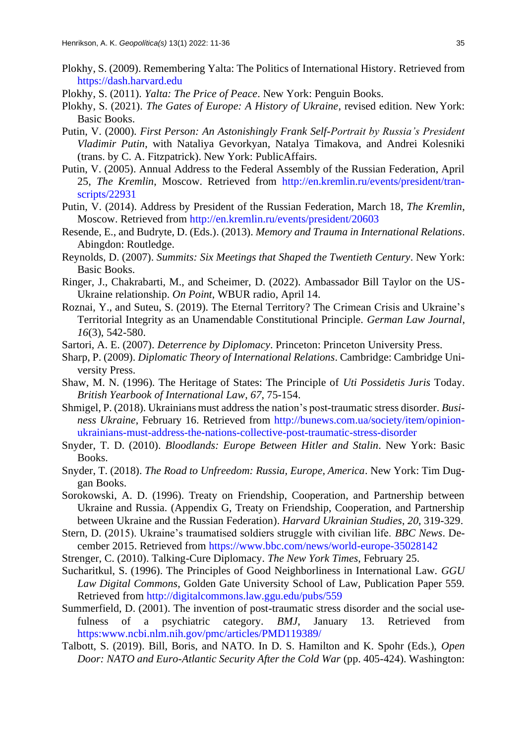Plokhy, S. (2009). Remembering Yalta: The Politics of International History. Retrieved from https://dash.harvard.edu

Plokhy, S. (2011). *Yalta: The Price of Peace*. New York: Penguin Books.

Plokhy, S. (2021). *The Gates of Europe: A History of Ukraine*, revised edition. New York: Basic Books.

Putin, V. (2000). *First Person: An Astonishingly Frank Self-Portrait by Russia's President Vladimir Putin*, with Nataliya Gevorkyan, Natalya Timakova, and Andrei Kolesniki (trans. by C. A. Fitzpatrick). New York: PublicAffairs.

Putin, V. (2005). Annual Address to the Federal Assembly of the Russian Federation, April 25, *The Kremlin*, Moscow. Retrieved from http://en.kremlin.ru/events/president/transcripts/22931

Putin, V. (2014). Address by President of the Russian Federation, March 18, *The Kremlin*, Moscow. Retrieved from http://en.kremlin.ru/events/president/20603

Resende, E., and Budryte, D. (Eds.). (2013). *Memory and Trauma in International Relations*. Abingdon: Routledge.

Reynolds, D. (2007). *Summits: Six Meetings that Shaped the Twentieth Century*. New York: Basic Books.

Ringer, J., Chakrabarti, M., and Scheimer, D. (2022). Ambassador Bill Taylor on the US-Ukraine relationship. *On Point*, WBUR radio, April 14.

Roznai, Y., and Suteu, S. (2019). The Eternal Territory? The Crimean Crisis and Ukraine's Territorial Integrity as an Unamendable Constitutional Principle. *German Law Journal*, *16*(3), 542-580.

Sartori, A. E. (2007). *Deterrence by Diplomacy*. Princeton: Princeton University Press.

Sharp, P. (2009). *Diplomatic Theory of International Relations*. Cambridge: Cambridge University Press.

Shaw, M. N. (1996). The Heritage of States: The Principle of *Uti Possidetis Juris* Today. *British Yearbook of International Law*, *67*, 75-154.

Shmigel, P. (2018). Ukrainians must address the nation's post-traumatic stress disorder. *Business Ukraine*, February 16. Retrieved from http://bunews.com.ua/society/item/opinion-ukrainians-must-address-the-nations-collective-post-traumatic-stress-disorder

Snyder, T. D. (2010). *Bloodlands: Europe Between Hitler and Stalin*. New York: Basic Books.

Snyder, T. (2018). *The Road to Unfreedom: Russia, Europe, America*. New York: Tim Duggan Books.

Sorokowski, A. D. (1996). Treaty on Friendship, Cooperation, and Partnership between Ukraine and Russia. (Appendix G, Treaty on Friendship, Cooperation, and Partnership between Ukraine and the Russian Federation). *Harvard Ukrainian Studies*, *20*, 319-329.

Stern, D. (2015). Ukraine's traumatised soldiers struggle with civilian life. *BBC News*. December 2015. Retrieved from https://www.bbc.com/news/world-europe-35028142

Strenger, C. (2010). Talking-Cure Diplomacy. *The New York Times*, February 25.

Sucharitkul, S. (1996). The Principles of Good Neighborliness in International Law. *GGU Law Digital Commons*, Golden Gate University School of Law, Publication Paper 559. Retrieved from http://digitalcommons.law.ggu.edu/pubs/559

Summerfield, D. (2001). The invention of post-traumatic stress disorder and the social usefulness of a psychiatric category. *BMJ*, January 13. Retrieved from https:www.ncbi.nlm.nih.gov/pmc/articles/PMD119389/

Talbott, S. (2019). Bill, Boris, and NATO. In D. S. Hamilton and K. Spohr (Eds.), *Open Door: NATO and Euro-Atlantic Security After the Cold War* (pp. 405-424). Washington: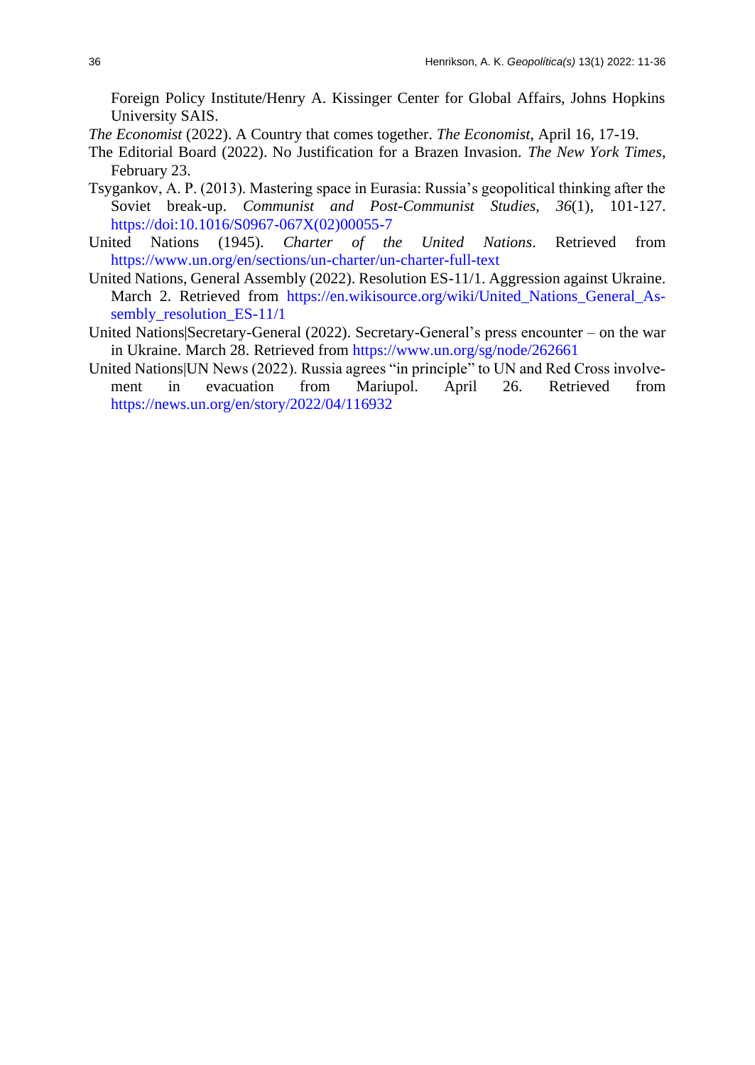Foreign Policy Institute/Henry A. Kissinger Center for Global Affairs, Johns Hopkins University SAIS.

*The Economist* (2022). A Country that comes together. *The Economist*, April 16, 17-19.

The Editorial Board (2022). No Justification for a Brazen Invasion. *The New York Times*, February 23.

Tsygankov, A. P. (2013). Mastering space in Eurasia: Russia's geopolitical thinking after the Soviet break-up. *Communist and Post-Communist Studies*, *36*(1), 101-127. https://doi:10.1016/S0967-067X(02)00055-7

United Nations (1945). *Charter of the United Nations*. Retrieved from https://www.un.org/en/sections/un-charter/un-charter-full-text

United Nations, General Assembly (2022). Resolution ES-11/1. Aggression against Ukraine. March 2. Retrieved from https://en.wikisource.org/wiki/United_Nations_General_Assembly_resolution_ES-11/1

United Nations|Secretary-General (2022). Secretary-General's press encounter – on the war in Ukraine. March 28. Retrieved from https://www.un.org/sg/node/262661

United Nations|UN News (2022). Russia agrees "in principle" to UN and Red Cross involvement in evacuation from Mariupol. April 26. Retrieved from https://news.un.org/en/story/2022/04/116932